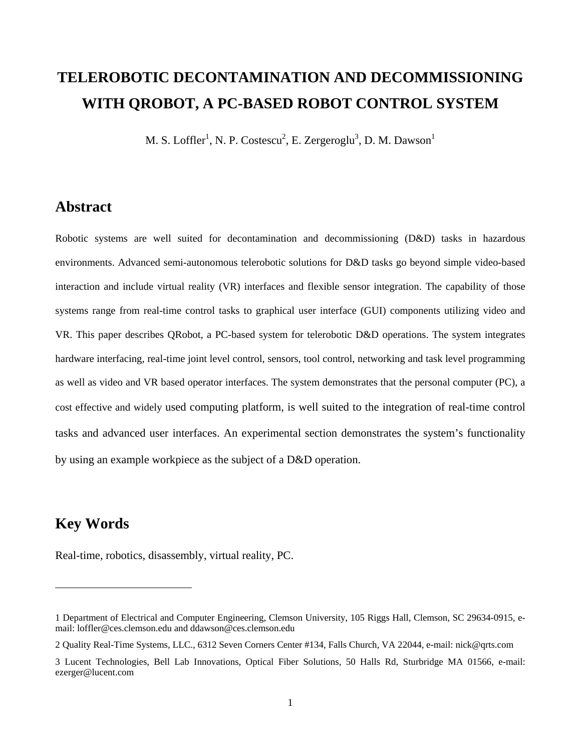# TELEROBOTIC DECONTAMINATION AND DECOMMISSIONING WITH QROBOT, A PC-BASED ROBOT CONTROL SYSTEM

M. S. Loffler[1], N. P. Costescu[2], E. Zergeroglu[3], D. M. Dawson[1]

## Abstract

Robotic systems are well suited for decontamination and decommissioning (D&D) tasks in hazardous environments. Advanced semi-autonomous telerobotic solutions for D&D tasks go beyond simple video-based interaction and include virtual reality (VR) interfaces and flexible sensor integration. The capability of those systems range from real-time control tasks to graphical user interface (GUI) components utilizing video and VR. This paper describes QRobot, a PC-based system for telerobotic D&D operations. The system integrates hardware interfacing, real-time joint level control, sensors, tool control, networking and task level programming as well as video and VR based operator interfaces. The system demonstrates that the personal computer (PC), a cost effective and widely used computing platform, is well suited to the integration of real-time control tasks and advanced user interfaces. An experimental section demonstrates the system's functionality by using an example workpiece as the subject of a D&D operation.

## Key Words

Real-time, robotics, disassembly, virtual reality, PC.

---

1 Department of Electrical and Computer Engineering, Clemson University, 105 Riggs Hall, Clemson, SC 29634-0915, e-mail: loffler@ces.clemson.edu and ddawson@ces.clemson.edu

2 Quality Real-Time Systems, LLC., 6312 Seven Corners Center #134, Falls Church, VA 22044, e-mail: nick@qrts.com

3 Lucent Technologies, Bell Lab Innovations, Optical Fiber Solutions, 50 Halls Rd, Sturbridge MA 01566, e-mail: ezerger@lucent.com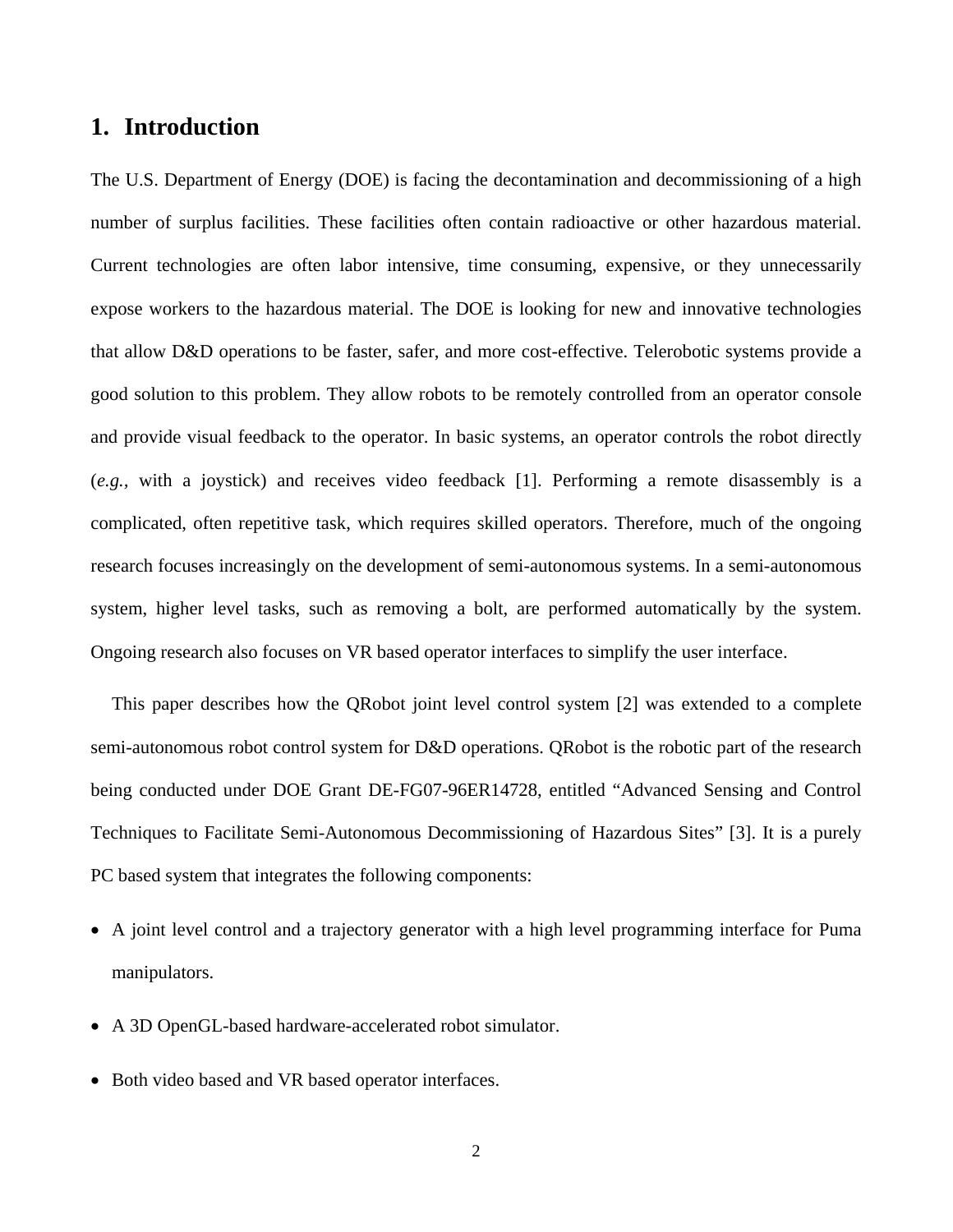# 1. Introduction

The U.S. Department of Energy (DOE) is facing the decontamination and decommissioning of a high number of surplus facilities. These facilities often contain radioactive or other hazardous material. Current technologies are often labor intensive, time consuming, expensive, or they unnecessarily expose workers to the hazardous material. The DOE is looking for new and innovative technologies that allow D&D operations to be faster, safer, and more cost-effective. Telerobotic systems provide a good solution to this problem. They allow robots to be remotely controlled from an operator console and provide visual feedback to the operator. In basic systems, an operator controls the robot directly (*e.g.*, with a joystick) and receives video feedback [1]. Performing a remote disassembly is a complicated, often repetitive task, which requires skilled operators. Therefore, much of the ongoing research focuses increasingly on the development of semi-autonomous systems. In a semi-autonomous system, higher level tasks, such as removing a bolt, are performed automatically by the system. Ongoing research also focuses on VR based operator interfaces to simplify the user interface.

This paper describes how the QRobot joint level control system [2] was extended to a complete semi-autonomous robot control system for D&D operations. QRobot is the robotic part of the research being conducted under DOE Grant DE-FG07-96ER14728, entitled "Advanced Sensing and Control Techniques to Facilitate Semi-Autonomous Decommissioning of Hazardous Sites" [3]. It is a purely PC based system that integrates the following components:

- A joint level control and a trajectory generator with a high level programming interface for Puma manipulators.
- A 3D OpenGL-based hardware-accelerated robot simulator.
- Both video based and VR based operator interfaces.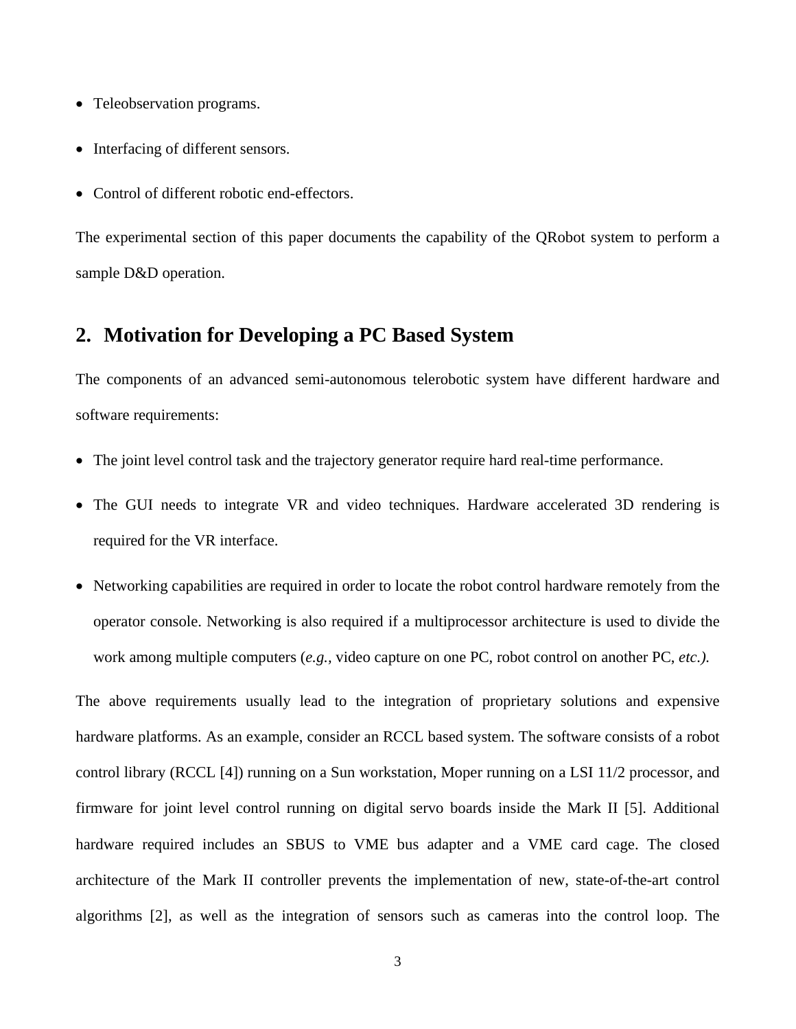- Teleobservation programs.
- Interfacing of different sensors.
- Control of different robotic end-effectors.

The experimental section of this paper documents the capability of the QRobot system to perform a sample D&D operation.

## 2. Motivation for Developing a PC Based System

The components of an advanced semi-autonomous telerobotic system have different hardware and software requirements:

- The joint level control task and the trajectory generator require hard real-time performance.
- The GUI needs to integrate VR and video techniques. Hardware accelerated 3D rendering is required for the VR interface.
- Networking capabilities are required in order to locate the robot control hardware remotely from the operator console. Networking is also required if a multiprocessor architecture is used to divide the work among multiple computers (*e.g.*, video capture on one PC, robot control on another PC, *etc.).*

The above requirements usually lead to the integration of proprietary solutions and expensive hardware platforms. As an example, consider an RCCL based system. The software consists of a robot control library (RCCL [4]) running on a Sun workstation, Moper running on a LSI 11/2 processor, and firmware for joint level control running on digital servo boards inside the Mark II [5]. Additional hardware required includes an SBUS to VME bus adapter and a VME card cage. The closed architecture of the Mark II controller prevents the implementation of new, state-of-the-art control algorithms [2], as well as the integration of sensors such as cameras into the control loop. The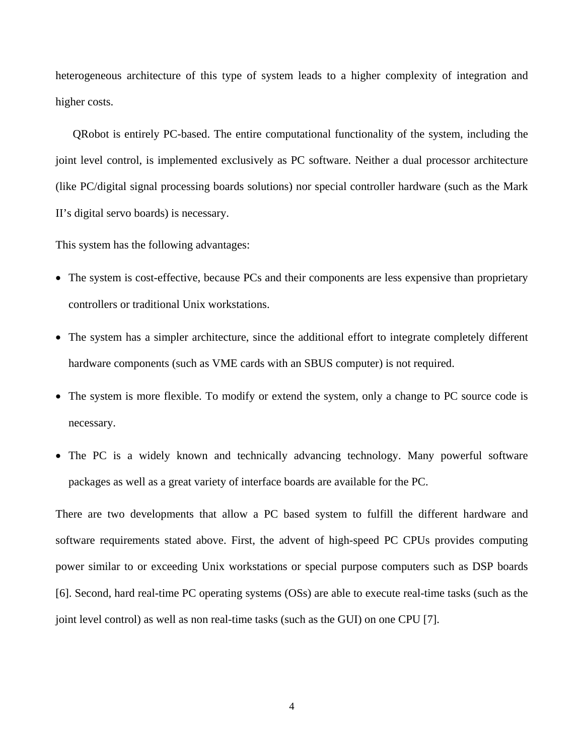heterogeneous architecture of this type of system leads to a higher complexity of integration and higher costs.

QRobot is entirely PC-based. The entire computational functionality of the system, including the joint level control, is implemented exclusively as PC software. Neither a dual processor architecture (like PC/digital signal processing boards solutions) nor special controller hardware (such as the Mark II's digital servo boards) is necessary.

This system has the following advantages:

- The system is cost-effective, because PCs and their components are less expensive than proprietary controllers or traditional Unix workstations.
- The system has a simpler architecture, since the additional effort to integrate completely different hardware components (such as VME cards with an SBUS computer) is not required.
- The system is more flexible. To modify or extend the system, only a change to PC source code is necessary.
- The PC is a widely known and technically advancing technology. Many powerful software packages as well as a great variety of interface boards are available for the PC.

There are two developments that allow a PC based system to fulfill the different hardware and software requirements stated above. First, the advent of high-speed PC CPUs provides computing power similar to or exceeding Unix workstations or special purpose computers such as DSP boards [6]. Second, hard real-time PC operating systems (OSs) are able to execute real-time tasks (such as the joint level control) as well as non real-time tasks (such as the GUI) on one CPU [7].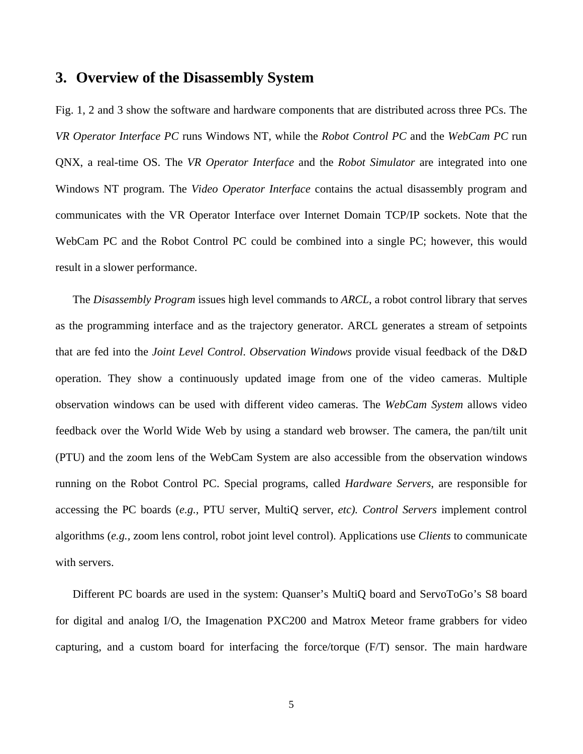## 3. Overview of the Disassembly System

Fig. 1, 2 and 3 show the software and hardware components that are distributed across three PCs. The *VR Operator Interface PC* runs Windows NT, while the *Robot Control PC* and the *WebCam PC* run QNX, a real-time OS. The *VR Operator Interface* and the *Robot Simulator* are integrated into one Windows NT program. The *Video Operator Interface* contains the actual disassembly program and communicates with the VR Operator Interface over Internet Domain TCP/IP sockets. Note that the WebCam PC and the Robot Control PC could be combined into a single PC; however, this would result in a slower performance.

The *Disassembly Program* issues high level commands to *ARCL*, a robot control library that serves as the programming interface and as the trajectory generator. ARCL generates a stream of setpoints that are fed into the *Joint Level Control*. *Observation Windows* provide visual feedback of the D&D operation. They show a continuously updated image from one of the video cameras. Multiple observation windows can be used with different video cameras. The *WebCam System* allows video feedback over the World Wide Web by using a standard web browser. The camera, the pan/tilt unit (PTU) and the zoom lens of the WebCam System are also accessible from the observation windows running on the Robot Control PC. Special programs, called *Hardware Servers*, are responsible for accessing the PC boards (*e.g.*, PTU server, MultiQ server, *etc). Control Servers* implement control algorithms (*e.g.*, zoom lens control, robot joint level control). Applications use *Clients* to communicate with servers.

Different PC boards are used in the system: Quanser's MultiQ board and ServoToGo's S8 board for digital and analog I/O, the Imagenation PXC200 and Matrox Meteor frame grabbers for video capturing, and a custom board for interfacing the force/torque (F/T) sensor. The main hardware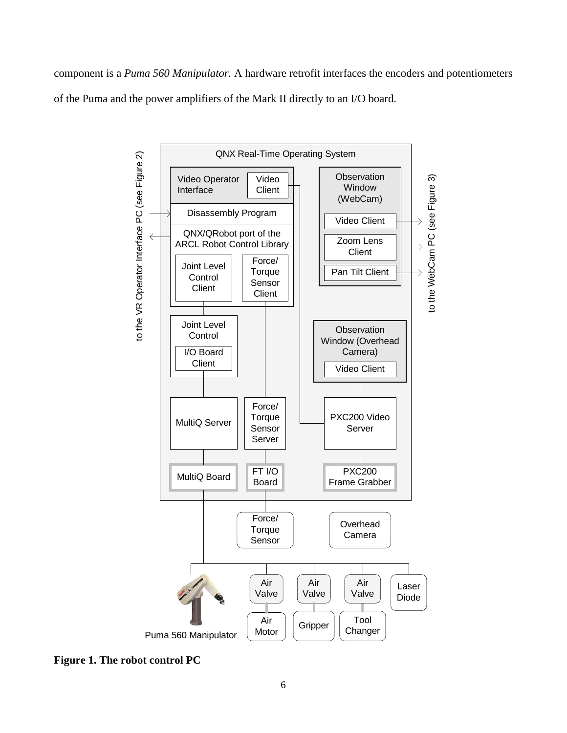component is a *Puma 560 Manipulator*. A hardware retrofit interfaces the encoders and potentiometers of the Puma and the power amplifiers of the Mark II directly to an I/O board.

**Figure 1. The robot control PC**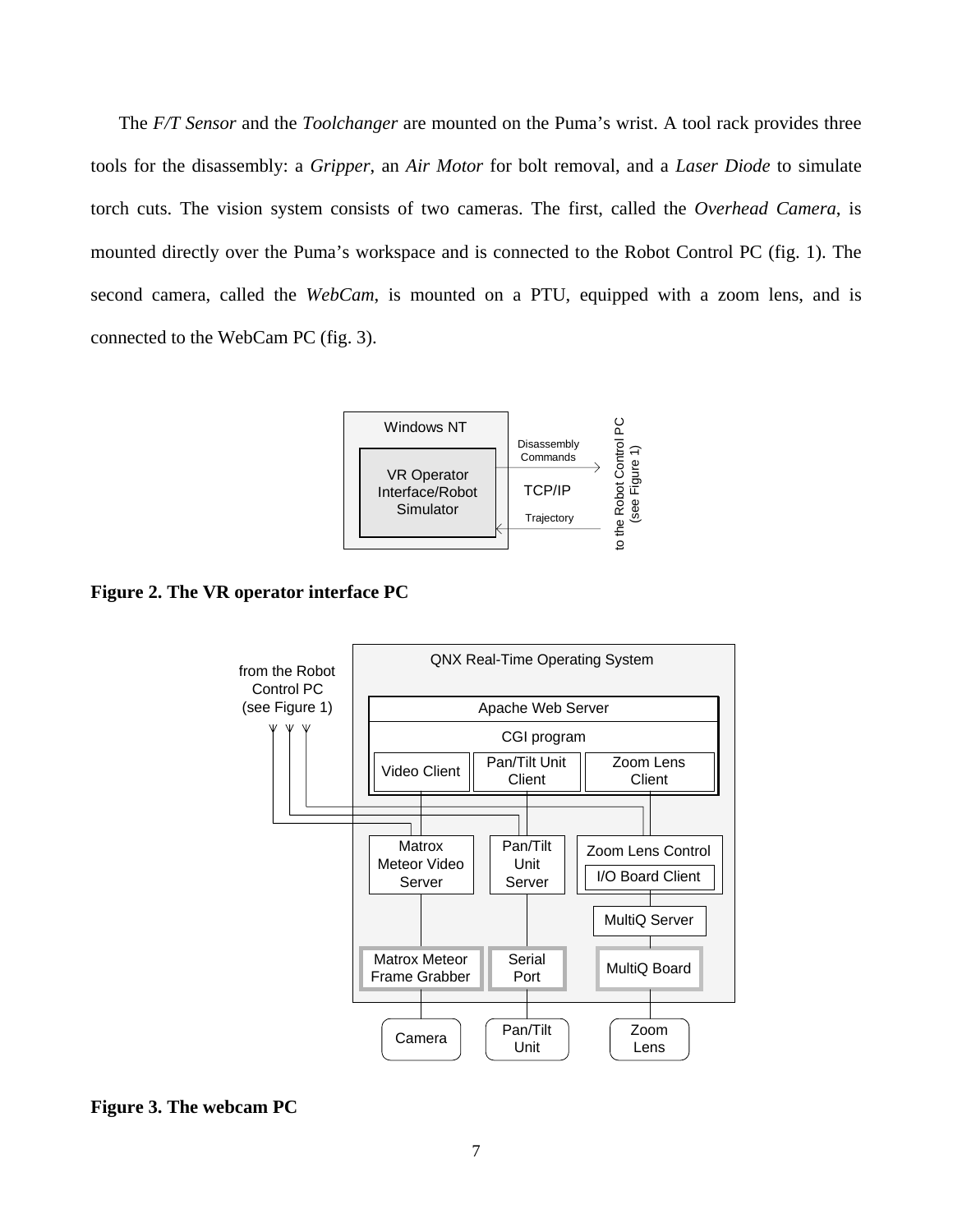The *F/T Sensor* and the *Toolchanger* are mounted on the Puma's wrist. A tool rack provides three tools for the disassembly: a *Gripper*, an *Air Motor* for bolt removal, and a *Laser Diode* to simulate torch cuts. The vision system consists of two cameras. The first, called the *Overhead Camera*, is mounted directly over the Puma's workspace and is connected to the Robot Control PC (fig. 1). The second camera, called the *WebCam*, is mounted on a PTU, equipped with a zoom lens, and is connected to the WebCam PC (fig. 3).

**Figure 2. The VR operator interface PC**

**Figure 3. The webcam PC**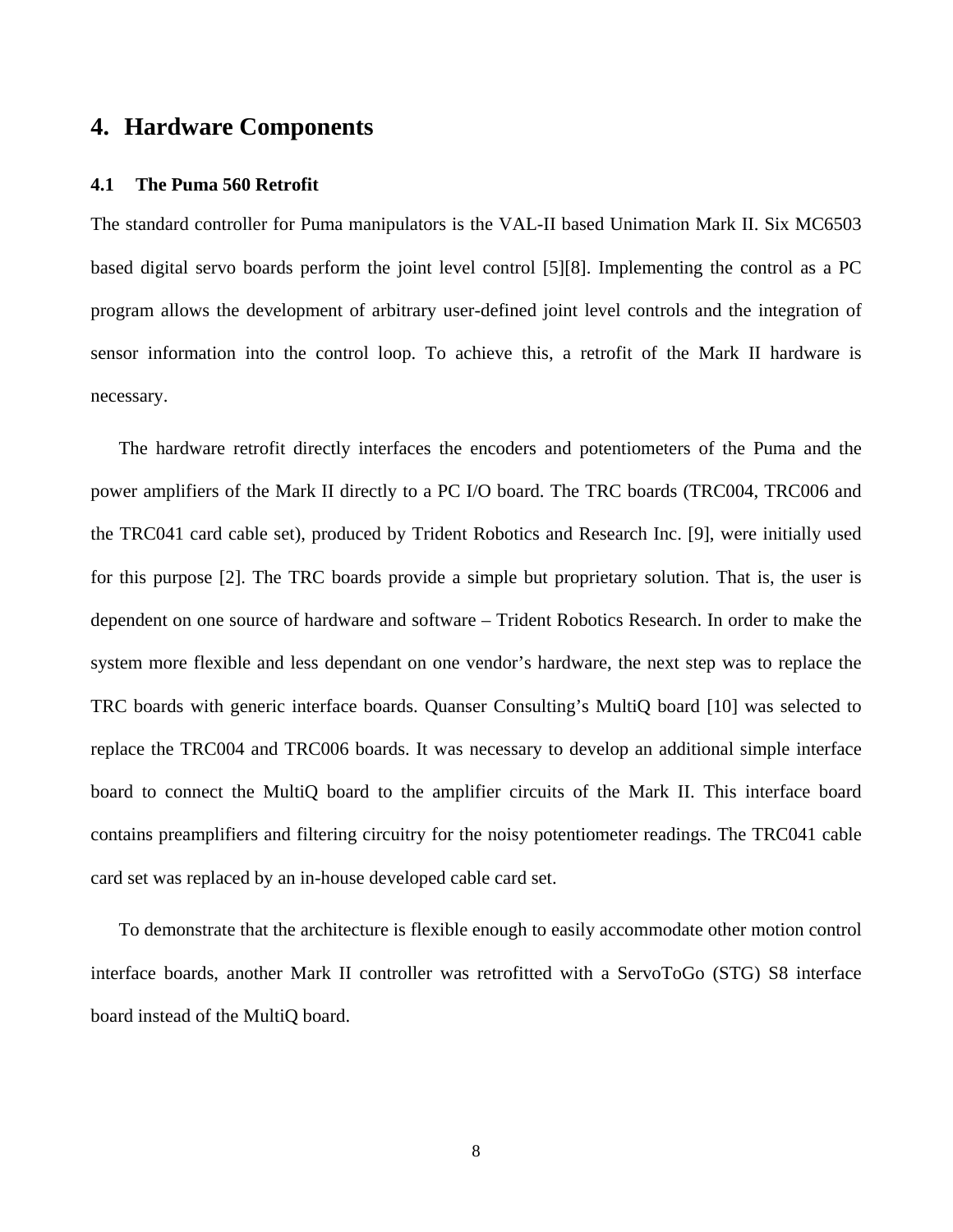# 4. Hardware Components

## 4.1 The Puma 560 Retrofit

The standard controller for Puma manipulators is the VAL-II based Unimation Mark II. Six MC6503 based digital servo boards perform the joint level control [5][8]. Implementing the control as a PC program allows the development of arbitrary user-defined joint level controls and the integration of sensor information into the control loop. To achieve this, a retrofit of the Mark II hardware is necessary.

The hardware retrofit directly interfaces the encoders and potentiometers of the Puma and the power amplifiers of the Mark II directly to a PC I/O board. The TRC boards (TRC004, TRC006 and the TRC041 card cable set), produced by Trident Robotics and Research Inc. [9], were initially used for this purpose [2]. The TRC boards provide a simple but proprietary solution. That is, the user is dependent on one source of hardware and software – Trident Robotics Research. In order to make the system more flexible and less dependant on one vendor's hardware, the next step was to replace the TRC boards with generic interface boards. Quanser Consulting's MultiQ board [10] was selected to replace the TRC004 and TRC006 boards. It was necessary to develop an additional simple interface board to connect the MultiQ board to the amplifier circuits of the Mark II. This interface board contains preamplifiers and filtering circuitry for the noisy potentiometer readings. The TRC041 cable card set was replaced by an in-house developed cable card set.

To demonstrate that the architecture is flexible enough to easily accommodate other motion control interface boards, another Mark II controller was retrofitted with a ServoToGo (STG) S8 interface board instead of the MultiQ board.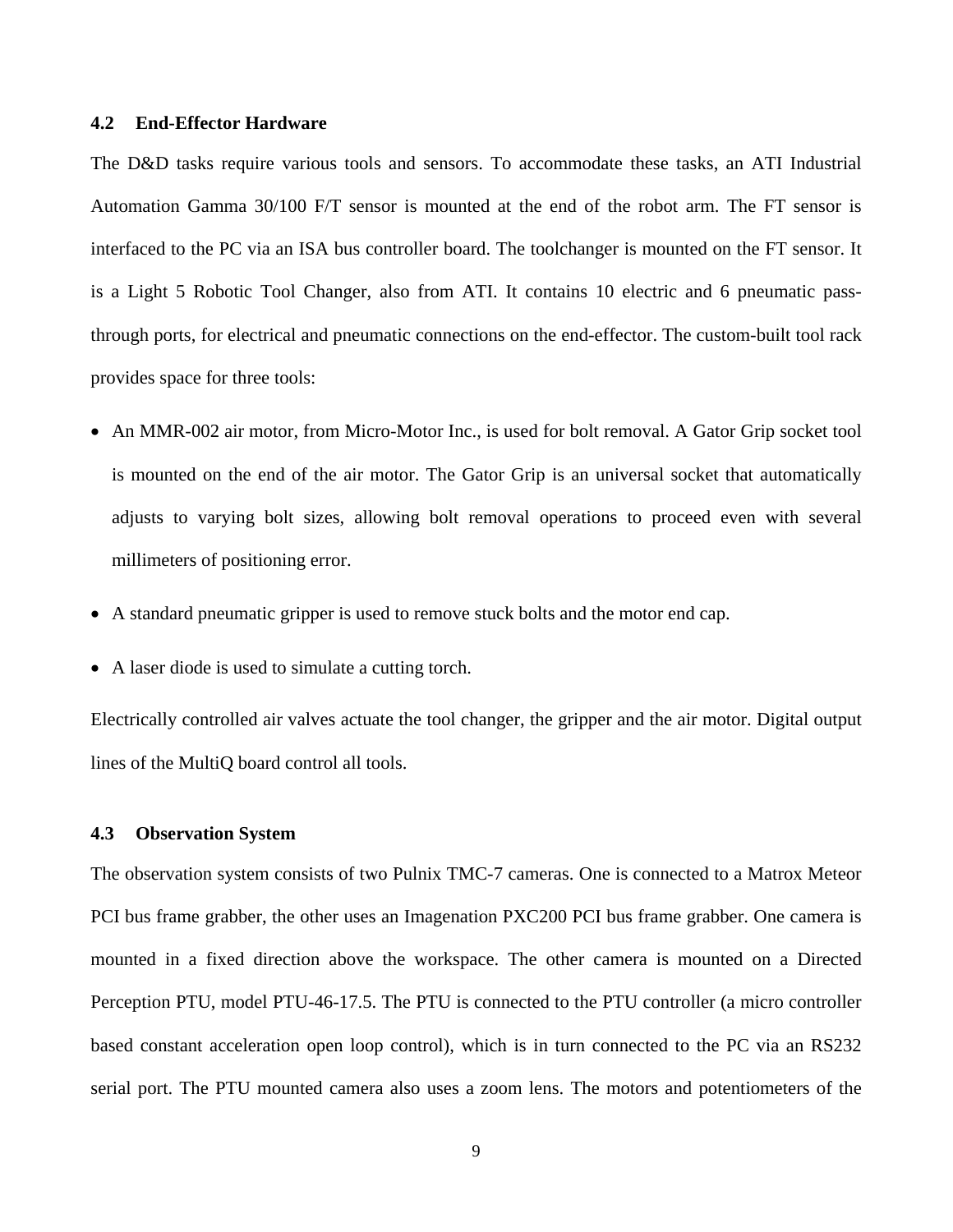### 4.2 End-Effector Hardware

The D&D tasks require various tools and sensors. To accommodate these tasks, an ATI Industrial Automation Gamma 30/100 F/T sensor is mounted at the end of the robot arm. The FT sensor is interfaced to the PC via an ISA bus controller board. The toolchanger is mounted on the FT sensor. It is a Light 5 Robotic Tool Changer, also from ATI. It contains 10 electric and 6 pneumatic pass-through ports, for electrical and pneumatic connections on the end-effector. The custom-built tool rack provides space for three tools:

- An MMR-002 air motor, from Micro-Motor Inc., is used for bolt removal. A Gator Grip socket tool is mounted on the end of the air motor. The Gator Grip is an universal socket that automatically adjusts to varying bolt sizes, allowing bolt removal operations to proceed even with several millimeters of positioning error.
- A standard pneumatic gripper is used to remove stuck bolts and the motor end cap.
- A laser diode is used to simulate a cutting torch.

Electrically controlled air valves actuate the tool changer, the gripper and the air motor. Digital output lines of the MultiQ board control all tools.

### 4.3 Observation System

The observation system consists of two Pulnix TMC-7 cameras. One is connected to a Matrox Meteor PCI bus frame grabber, the other uses an Imagenation PXC200 PCI bus frame grabber. One camera is mounted in a fixed direction above the workspace. The other camera is mounted on a Directed Perception PTU, model PTU-46-17.5. The PTU is connected to the PTU controller (a micro controller based constant acceleration open loop control), which is in turn connected to the PC via an RS232 serial port. The PTU mounted camera also uses a zoom lens. The motors and potentiometers of the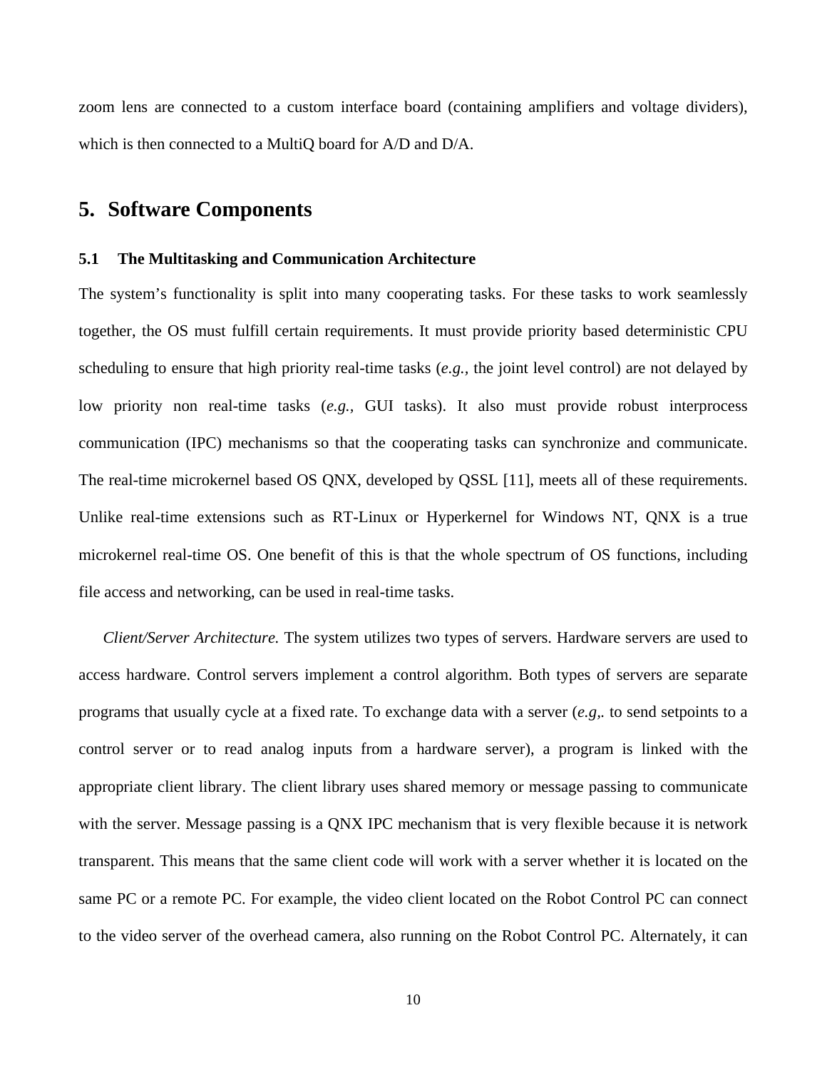zoom lens are connected to a custom interface board (containing amplifiers and voltage dividers), which is then connected to a MultiQ board for A/D and D/A.

## 5. Software Components

### 5.1 The Multitasking and Communication Architecture

The system's functionality is split into many cooperating tasks. For these tasks to work seamlessly together, the OS must fulfill certain requirements. It must provide priority based deterministic CPU scheduling to ensure that high priority real-time tasks (*e.g.,* the joint level control) are not delayed by low priority non real-time tasks (*e.g.,* GUI tasks). It also must provide robust interprocess communication (IPC) mechanisms so that the cooperating tasks can synchronize and communicate. The real-time microkernel based OS QNX, developed by QSSL [11], meets all of these requirements. Unlike real-time extensions such as RT-Linux or Hyperkernel for Windows NT, QNX is a true microkernel real-time OS. One benefit of this is that the whole spectrum of OS functions, including file access and networking, can be used in real-time tasks.

*Client/Server Architecture.* The system utilizes two types of servers. Hardware servers are used to access hardware. Control servers implement a control algorithm. Both types of servers are separate programs that usually cycle at a fixed rate. To exchange data with a server (*e.g,.* to send setpoints to a control server or to read analog inputs from a hardware server), a program is linked with the appropriate client library. The client library uses shared memory or message passing to communicate with the server. Message passing is a QNX IPC mechanism that is very flexible because it is network transparent. This means that the same client code will work with a server whether it is located on the same PC or a remote PC. For example, the video client located on the Robot Control PC can connect to the video server of the overhead camera, also running on the Robot Control PC. Alternately, it can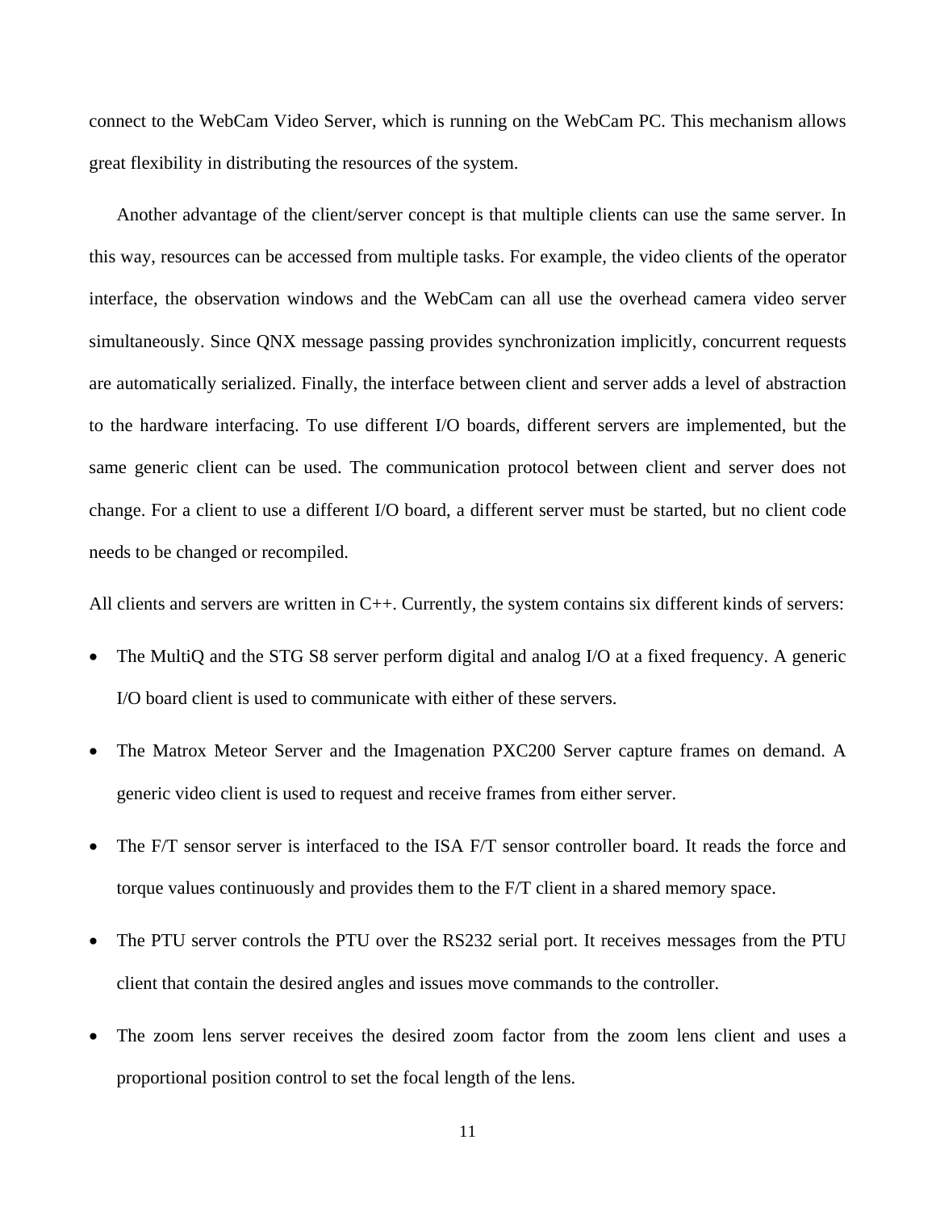connect to the WebCam Video Server, which is running on the WebCam PC. This mechanism allows great flexibility in distributing the resources of the system.

Another advantage of the client/server concept is that multiple clients can use the same server. In this way, resources can be accessed from multiple tasks. For example, the video clients of the operator interface, the observation windows and the WebCam can all use the overhead camera video server simultaneously. Since QNX message passing provides synchronization implicitly, concurrent requests are automatically serialized. Finally, the interface between client and server adds a level of abstraction to the hardware interfacing. To use different I/O boards, different servers are implemented, but the same generic client can be used. The communication protocol between client and server does not change. For a client to use a different I/O board, a different server must be started, but no client code needs to be changed or recompiled.

All clients and servers are written in C++. Currently, the system contains six different kinds of servers:

- The MultiQ and the STG S8 server perform digital and analog I/O at a fixed frequency. A generic I/O board client is used to communicate with either of these servers.
- The Matrox Meteor Server and the Imagenation PXC200 Server capture frames on demand. A generic video client is used to request and receive frames from either server.
- The F/T sensor server is interfaced to the ISA F/T sensor controller board. It reads the force and torque values continuously and provides them to the F/T client in a shared memory space.
- The PTU server controls the PTU over the RS232 serial port. It receives messages from the PTU client that contain the desired angles and issues move commands to the controller.
- The zoom lens server receives the desired zoom factor from the zoom lens client and uses a proportional position control to set the focal length of the lens.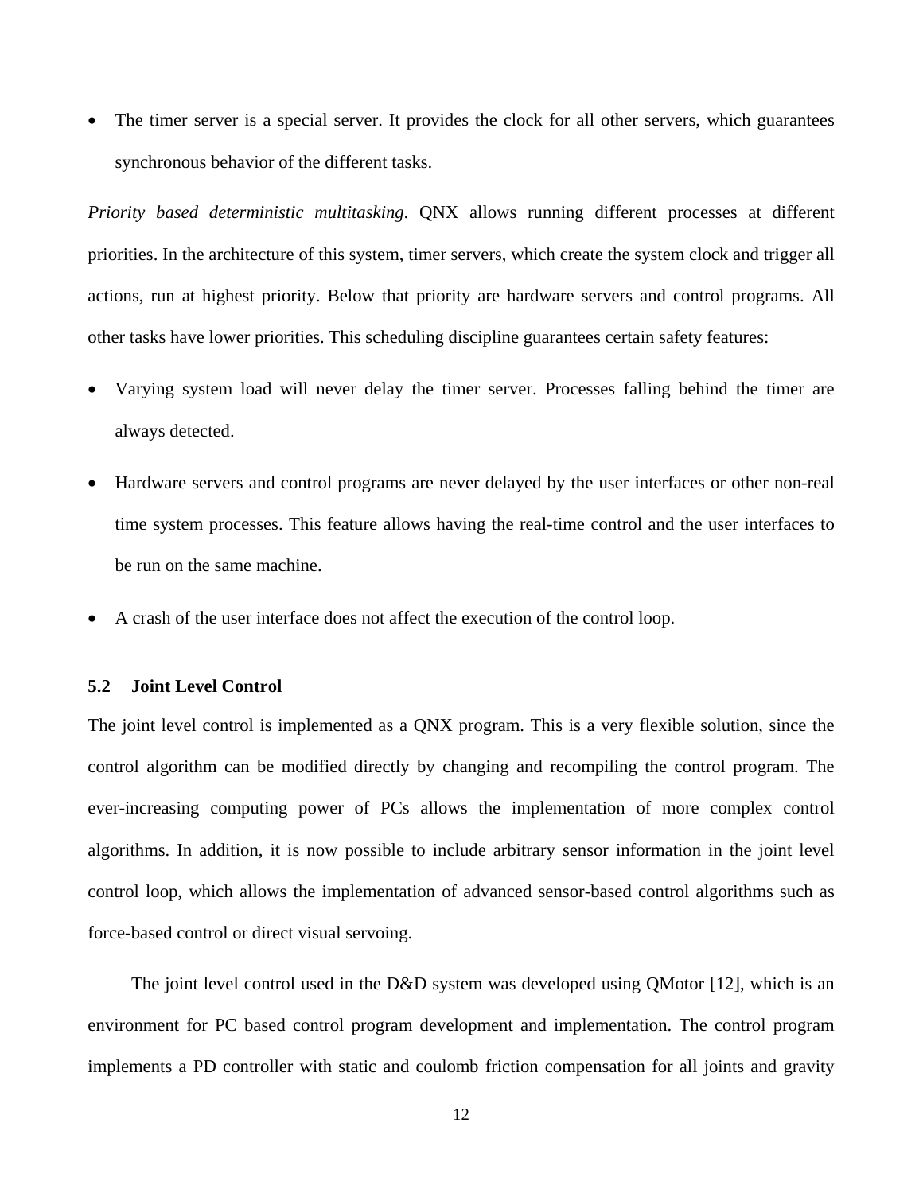- The timer server is a special server. It provides the clock for all other servers, which guarantees synchronous behavior of the different tasks.

*Priority based deterministic multitasking*. QNX allows running different processes at different priorities. In the architecture of this system, timer servers, which create the system clock and trigger all actions, run at highest priority. Below that priority are hardware servers and control programs. All other tasks have lower priorities. This scheduling discipline guarantees certain safety features:

- Varying system load will never delay the timer server. Processes falling behind the timer are always detected.
- Hardware servers and control programs are never delayed by the user interfaces or other non-real time system processes. This feature allows having the real-time control and the user interfaces to be run on the same machine.
- A crash of the user interface does not affect the execution of the control loop.

### 5.2 Joint Level Control

The joint level control is implemented as a QNX program. This is a very flexible solution, since the control algorithm can be modified directly by changing and recompiling the control program. The ever-increasing computing power of PCs allows the implementation of more complex control algorithms. In addition, it is now possible to include arbitrary sensor information in the joint level control loop, which allows the implementation of advanced sensor-based control algorithms such as force-based control or direct visual servoing.

The joint level control used in the D&D system was developed using QMotor [12], which is an environment for PC based control program development and implementation. The control program implements a PD controller with static and coulomb friction compensation for all joints and gravity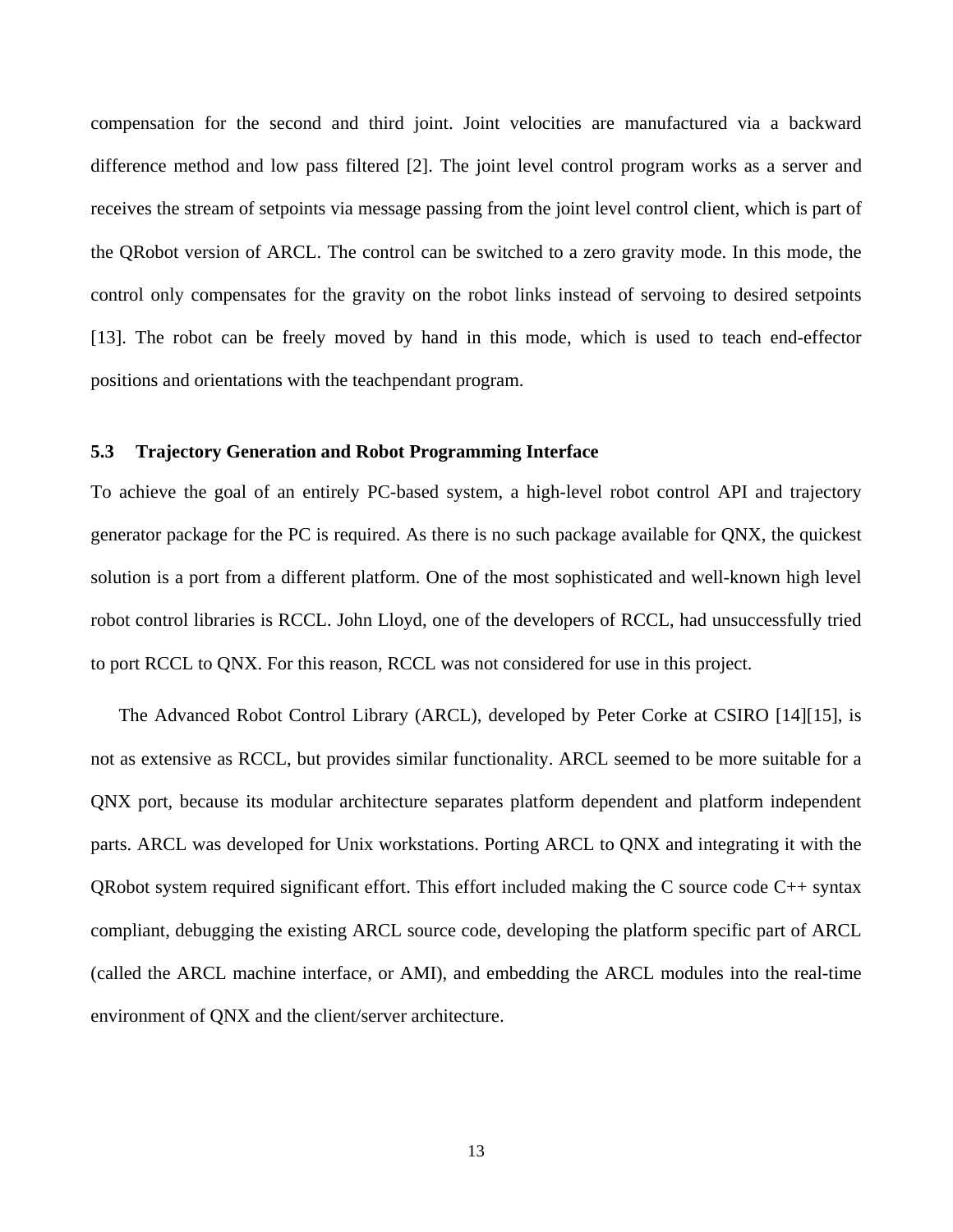compensation for the second and third joint. Joint velocities are manufactured via a backward difference method and low pass filtered [2]. The joint level control program works as a server and receives the stream of setpoints via message passing from the joint level control client, which is part of the QRobot version of ARCL. The control can be switched to a zero gravity mode. In this mode, the control only compensates for the gravity on the robot links instead of servoing to desired setpoints [13]. The robot can be freely moved by hand in this mode, which is used to teach end-effector positions and orientations with the teachpendant program.

### 5.3 Trajectory Generation and Robot Programming Interface

To achieve the goal of an entirely PC-based system, a high-level robot control API and trajectory generator package for the PC is required. As there is no such package available for QNX, the quickest solution is a port from a different platform. One of the most sophisticated and well-known high level robot control libraries is RCCL. John Lloyd, one of the developers of RCCL, had unsuccessfully tried to port RCCL to QNX. For this reason, RCCL was not considered for use in this project.

The Advanced Robot Control Library (ARCL), developed by Peter Corke at CSIRO [14][15], is not as extensive as RCCL, but provides similar functionality. ARCL seemed to be more suitable for a QNX port, because its modular architecture separates platform dependent and platform independent parts. ARCL was developed for Unix workstations. Porting ARCL to QNX and integrating it with the QRobot system required significant effort. This effort included making the C source code C++ syntax compliant, debugging the existing ARCL source code, developing the platform specific part of ARCL (called the ARCL machine interface, or AMI), and embedding the ARCL modules into the real-time environment of QNX and the client/server architecture.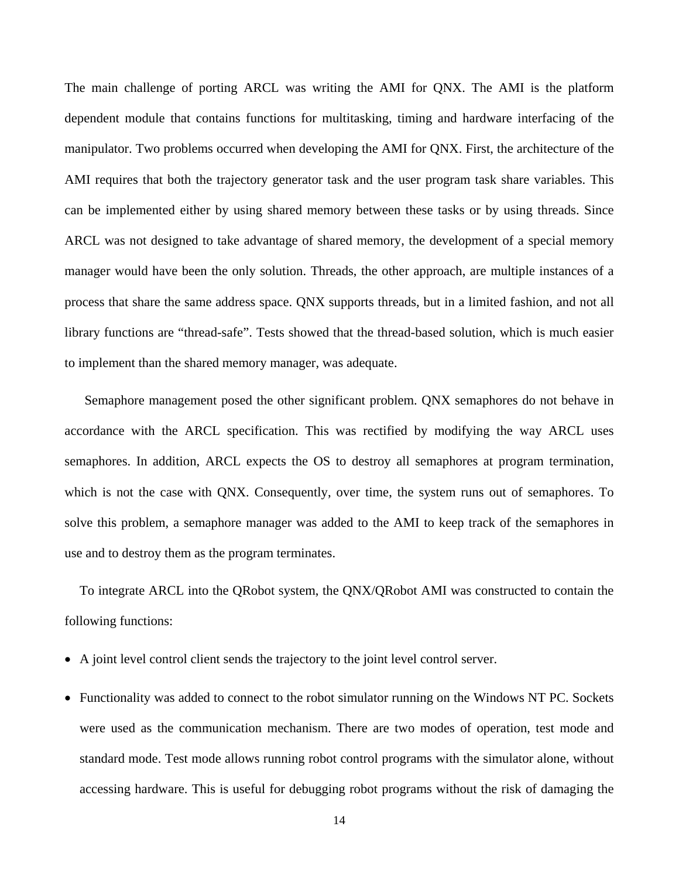The main challenge of porting ARCL was writing the AMI for QNX. The AMI is the platform dependent module that contains functions for multitasking, timing and hardware interfacing of the manipulator. Two problems occurred when developing the AMI for QNX. First, the architecture of the AMI requires that both the trajectory generator task and the user program task share variables. This can be implemented either by using shared memory between these tasks or by using threads. Since ARCL was not designed to take advantage of shared memory, the development of a special memory manager would have been the only solution. Threads, the other approach, are multiple instances of a process that share the same address space. QNX supports threads, but in a limited fashion, and not all library functions are “thread-safe”. Tests showed that the thread-based solution, which is much easier to implement than the shared memory manager, was adequate.

Semaphore management posed the other significant problem. QNX semaphores do not behave in accordance with the ARCL specification. This was rectified by modifying the way ARCL uses semaphores. In addition, ARCL expects the OS to destroy all semaphores at program termination, which is not the case with QNX. Consequently, over time, the system runs out of semaphores. To solve this problem, a semaphore manager was added to the AMI to keep track of the semaphores in use and to destroy them as the program terminates.

To integrate ARCL into the QRobot system, the QNX/QRobot AMI was constructed to contain the following functions:

- A joint level control client sends the trajectory to the joint level control server.
- Functionality was added to connect to the robot simulator running on the Windows NT PC. Sockets were used as the communication mechanism. There are two modes of operation, test mode and standard mode. Test mode allows running robot control programs with the simulator alone, without accessing hardware. This is useful for debugging robot programs without the risk of damaging the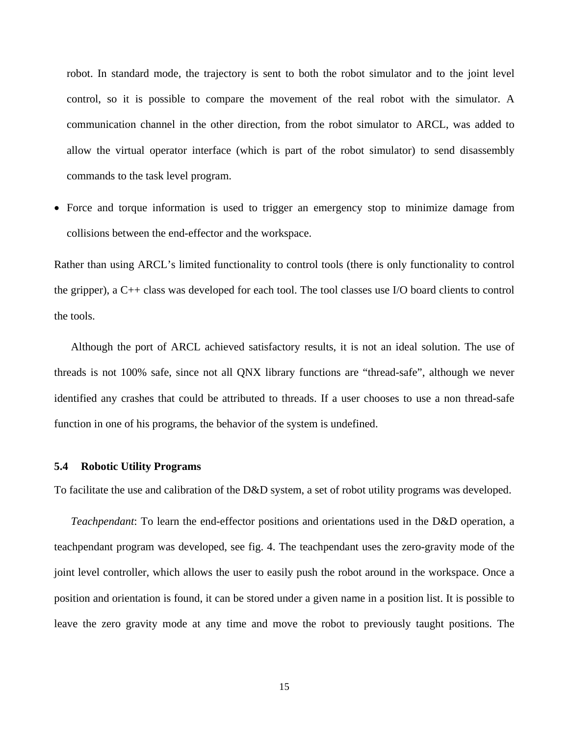robot. In standard mode, the trajectory is sent to both the robot simulator and to the joint level control, so it is possible to compare the movement of the real robot with the simulator. A communication channel in the other direction, from the robot simulator to ARCL, was added to allow the virtual operator interface (which is part of the robot simulator) to send disassembly commands to the task level program.

- Force and torque information is used to trigger an emergency stop to minimize damage from collisions between the end-effector and the workspace.

Rather than using ARCL's limited functionality to control tools (there is only functionality to control the gripper), a C++ class was developed for each tool. The tool classes use I/O board clients to control the tools.

Although the port of ARCL achieved satisfactory results, it is not an ideal solution. The use of threads is not 100% safe, since not all QNX library functions are "thread-safe", although we never identified any crashes that could be attributed to threads. If a user chooses to use a non thread-safe function in one of his programs, the behavior of the system is undefined.

### 5.4 Robotic Utility Programs

To facilitate the use and calibration of the D&D system, a set of robot utility programs was developed.

*Teachpendant*: To learn the end-effector positions and orientations used in the D&D operation, a teachpendant program was developed, see fig. 4. The teachpendant uses the zero-gravity mode of the joint level controller, which allows the user to easily push the robot around in the workspace. Once a position and orientation is found, it can be stored under a given name in a position list. It is possible to leave the zero gravity mode at any time and move the robot to previously taught positions. The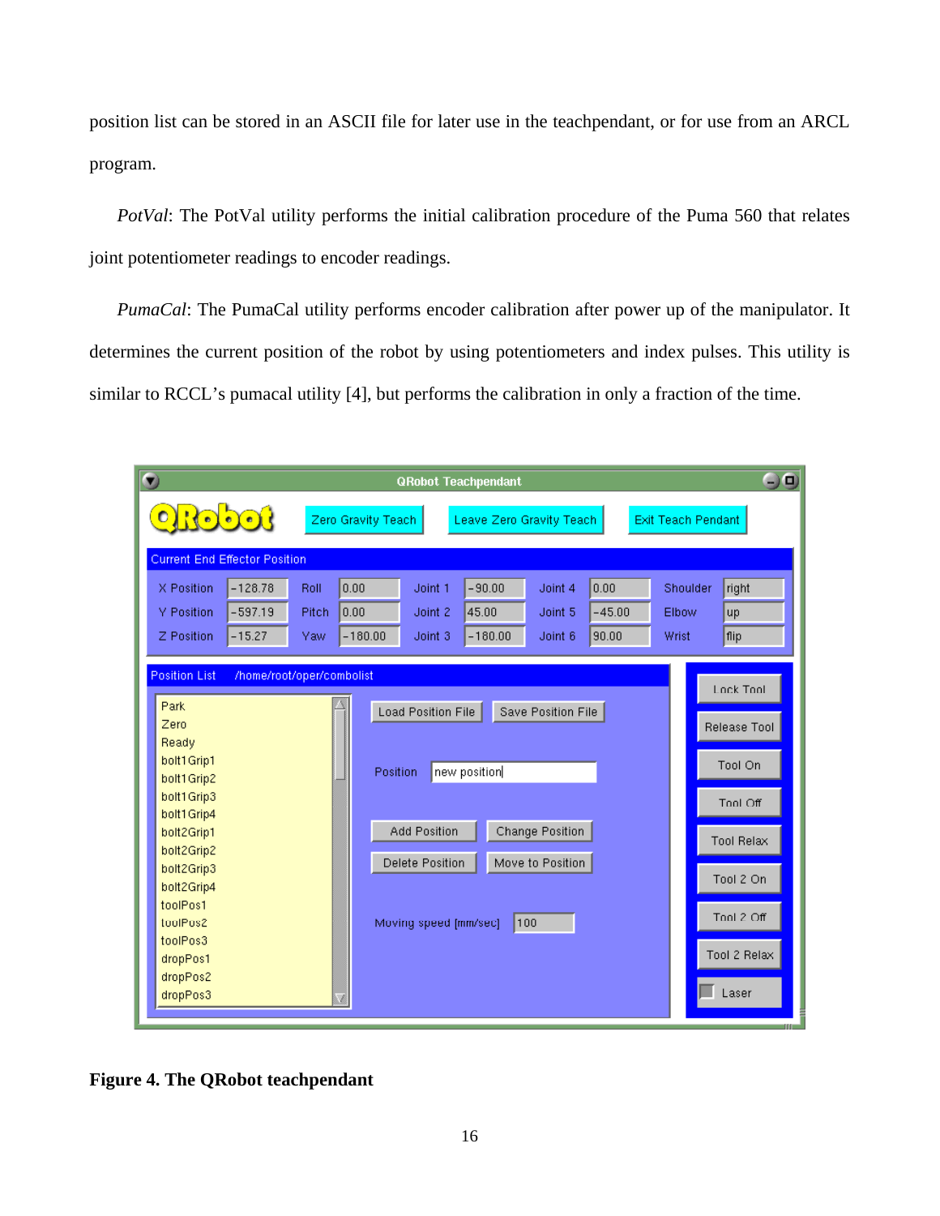position list can be stored in an ASCII file for later use in the teachpendant, or for use from an ARCL program.

*PotVal*: The PotVal utility performs the initial calibration procedure of the Puma 560 that relates joint potentiometer readings to encoder readings.

*PumaCal*: The PumaCal utility performs encoder calibration after power up of the manipulator. It determines the current position of the robot by using potentiometers and index pulses. This utility is similar to RCCL's pumacal utility [4], but performs the calibration in only a fraction of the time.

**Figure 4. The QRobot teachpendant**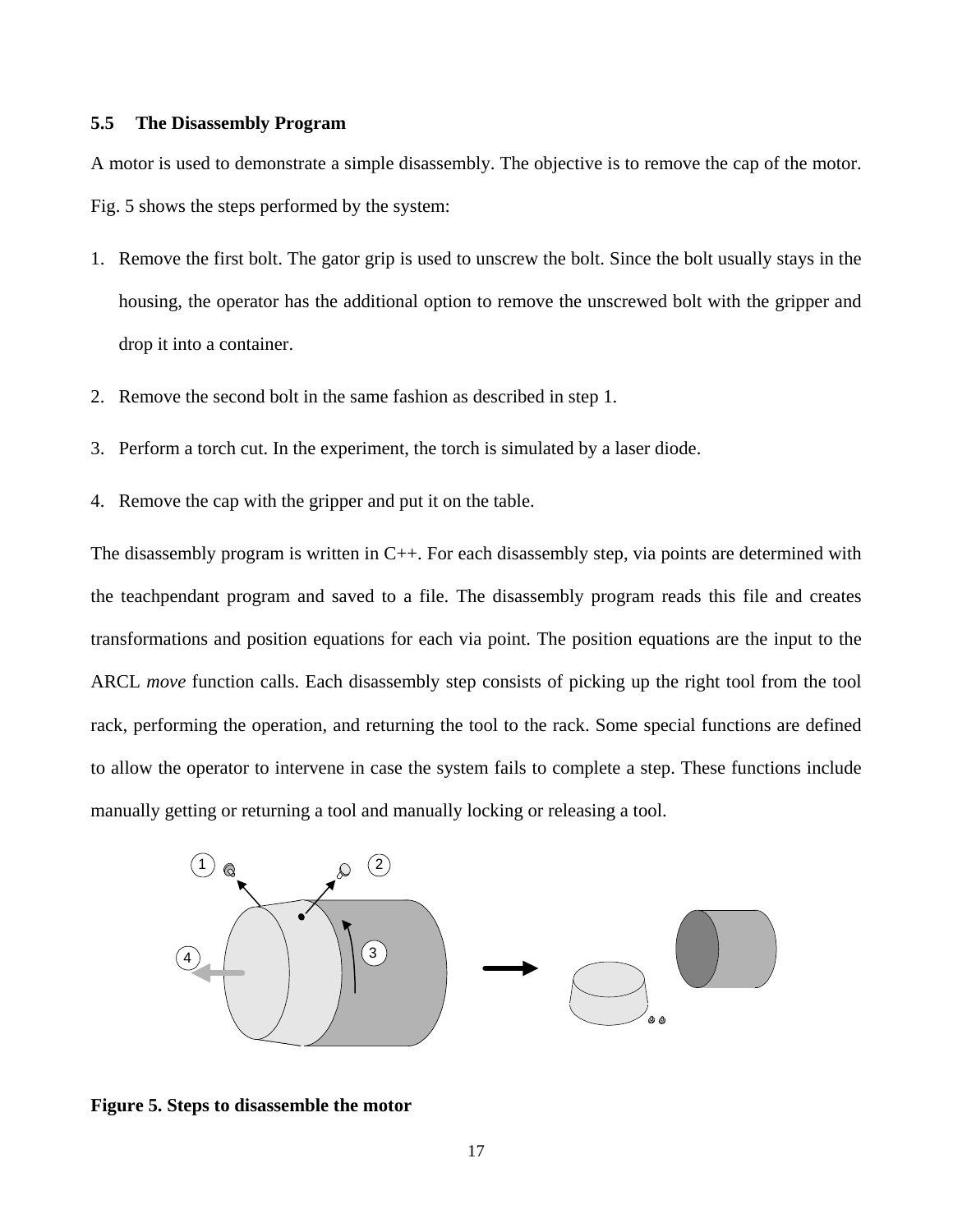### 5.5 The Disassembly Program

A motor is used to demonstrate a simple disassembly. The objective is to remove the cap of the motor. Fig. 5 shows the steps performed by the system:

1. Remove the first bolt. The gator grip is used to unscrew the bolt. Since the bolt usually stays in the housing, the operator has the additional option to remove the unscrewed bolt with the gripper and drop it into a container.
2. Remove the second bolt in the same fashion as described in step 1.
3. Perform a torch cut. In the experiment, the torch is simulated by a laser diode.
4. Remove the cap with the gripper and put it on the table.

The disassembly program is written in C++. For each disassembly step, via points are determined with the teachpendant program and saved to a file. The disassembly program reads this file and creates transformations and position equations for each via point. The position equations are the input to the ARCL *move* function calls. Each disassembly step consists of picking up the right tool from the tool rack, performing the operation, and returning the tool to the rack. Some special functions are defined to allow the operator to intervene in case the system fails to complete a step. These functions include manually getting or returning a tool and manually locking or releasing a tool.

**Figure 5. Steps to disassemble the motor**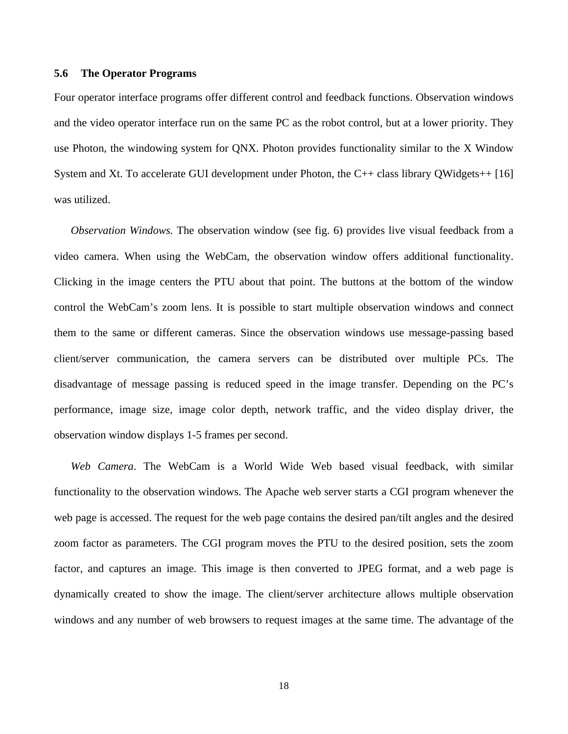### 5.6 The Operator Programs

Four operator interface programs offer different control and feedback functions. Observation windows and the video operator interface run on the same PC as the robot control, but at a lower priority. They use Photon, the windowing system for QNX. Photon provides functionality similar to the X Window System and Xt. To accelerate GUI development under Photon, the C++ class library QWidgets++ [16] was utilized.

*Observation Windows.* The observation window (see fig. 6) provides live visual feedback from a video camera. When using the WebCam, the observation window offers additional functionality. Clicking in the image centers the PTU about that point. The buttons at the bottom of the window control the WebCam's zoom lens. It is possible to start multiple observation windows and connect them to the same or different cameras. Since the observation windows use message-passing based client/server communication, the camera servers can be distributed over multiple PCs. The disadvantage of message passing is reduced speed in the image transfer. Depending on the PC's performance, image size, image color depth, network traffic, and the video display driver, the observation window displays 1-5 frames per second.

*Web Camera*. The WebCam is a World Wide Web based visual feedback, with similar functionality to the observation windows. The Apache web server starts a CGI program whenever the web page is accessed. The request for the web page contains the desired pan/tilt angles and the desired zoom factor as parameters. The CGI program moves the PTU to the desired position, sets the zoom factor, and captures an image. This image is then converted to JPEG format, and a web page is dynamically created to show the image. The client/server architecture allows multiple observation windows and any number of web browsers to request images at the same time. The advantage of the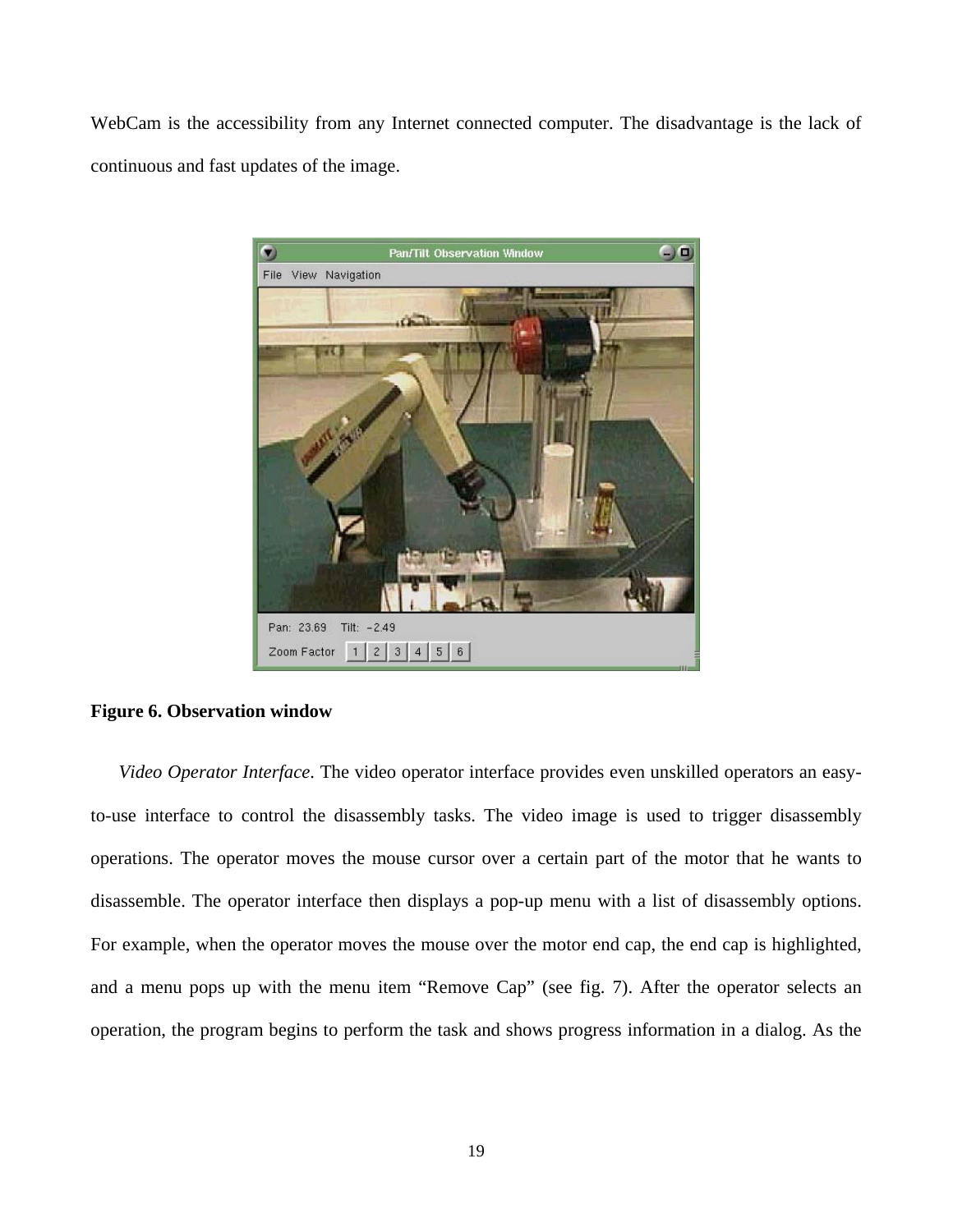WebCam is the accessibility from any Internet connected computer. The disadvantage is the lack of continuous and fast updates of the image.

**Figure 6. Observation window**

*Video Operator Interface*. The video operator interface provides even unskilled operators an easy-to-use interface to control the disassembly tasks. The video image is used to trigger disassembly operations. The operator moves the mouse cursor over a certain part of the motor that he wants to disassemble. The operator interface then displays a pop-up menu with a list of disassembly options. For example, when the operator moves the mouse over the motor end cap, the end cap is highlighted, and a menu pops up with the menu item "Remove Cap" (see fig. 7). After the operator selects an operation, the program begins to perform the task and shows progress information in a dialog. As the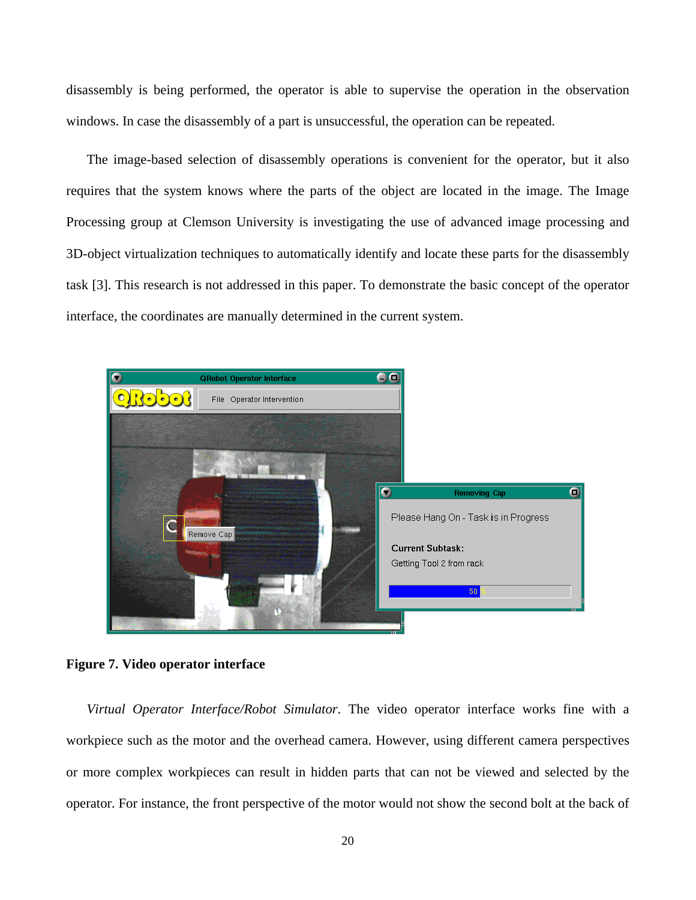disassembly is being performed, the operator is able to supervise the operation in the observation windows. In case the disassembly of a part is unsuccessful, the operation can be repeated.

The image-based selection of disassembly operations is convenient for the operator, but it also requires that the system knows where the parts of the object are located in the image. The Image Processing group at Clemson University is investigating the use of advanced image processing and 3D-object virtualization techniques to automatically identify and locate these parts for the disassembly task [3]. This research is not addressed in this paper. To demonstrate the basic concept of the operator interface, the coordinates are manually determined in the current system.

**Figure 7. Video operator interface**

*Virtual Operator Interface/Robot Simulator*. The video operator interface works fine with a workpiece such as the motor and the overhead camera. However, using different camera perspectives or more complex workpieces can result in hidden parts that can not be viewed and selected by the operator. For instance, the front perspective of the motor would not show the second bolt at the back of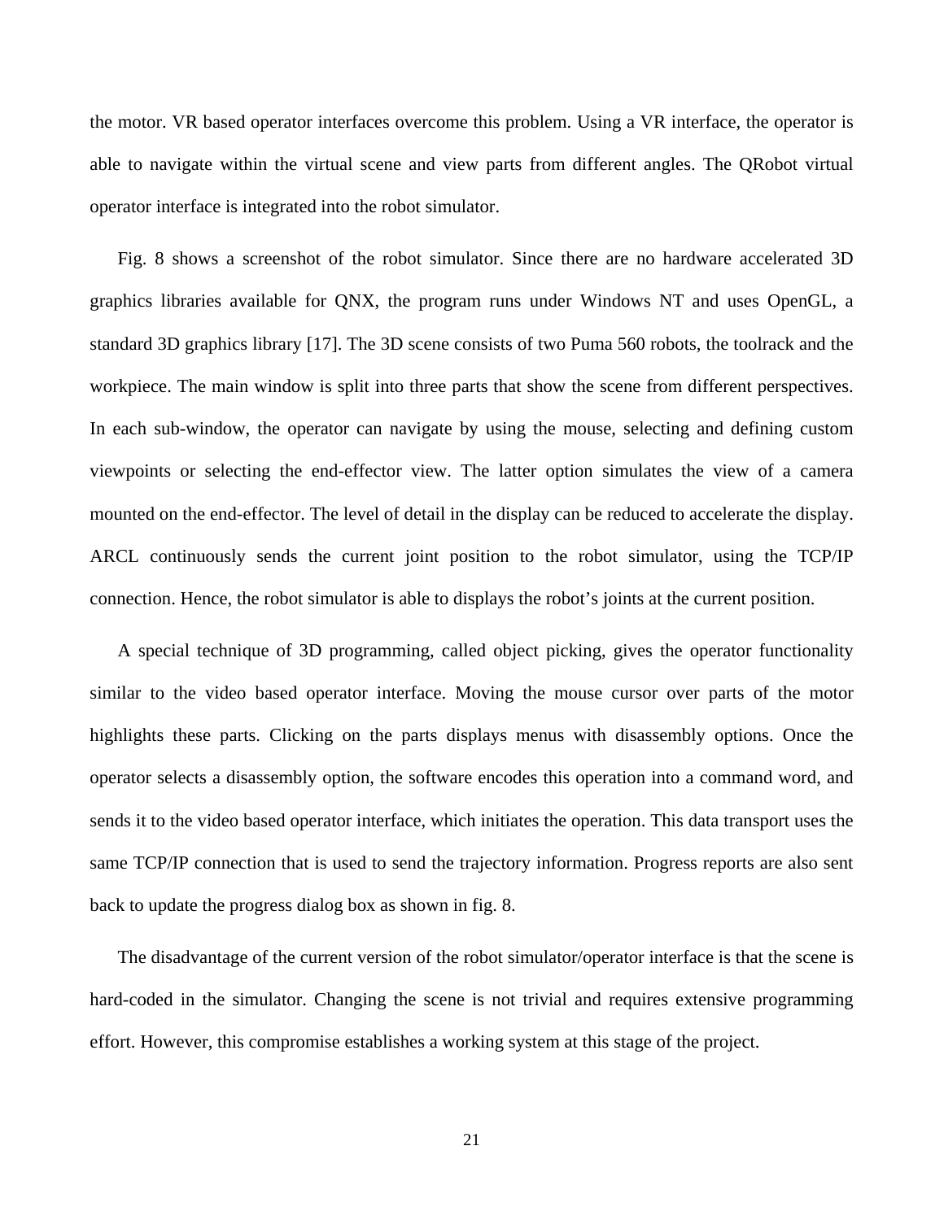the motor. VR based operator interfaces overcome this problem. Using a VR interface, the operator is able to navigate within the virtual scene and view parts from different angles. The QRobot virtual operator interface is integrated into the robot simulator.

Fig. 8 shows a screenshot of the robot simulator. Since there are no hardware accelerated 3D graphics libraries available for QNX, the program runs under Windows NT and uses OpenGL, a standard 3D graphics library [17]. The 3D scene consists of two Puma 560 robots, the toolrack and the workpiece. The main window is split into three parts that show the scene from different perspectives. In each sub-window, the operator can navigate by using the mouse, selecting and defining custom viewpoints or selecting the end-effector view. The latter option simulates the view of a camera mounted on the end-effector. The level of detail in the display can be reduced to accelerate the display. ARCL continuously sends the current joint position to the robot simulator, using the TCP/IP connection. Hence, the robot simulator is able to displays the robot's joints at the current position.

A special technique of 3D programming, called object picking, gives the operator functionality similar to the video based operator interface. Moving the mouse cursor over parts of the motor highlights these parts. Clicking on the parts displays menus with disassembly options. Once the operator selects a disassembly option, the software encodes this operation into a command word, and sends it to the video based operator interface, which initiates the operation. This data transport uses the same TCP/IP connection that is used to send the trajectory information. Progress reports are also sent back to update the progress dialog box as shown in fig. 8.

The disadvantage of the current version of the robot simulator/operator interface is that the scene is hard-coded in the simulator. Changing the scene is not trivial and requires extensive programming effort. However, this compromise establishes a working system at this stage of the project.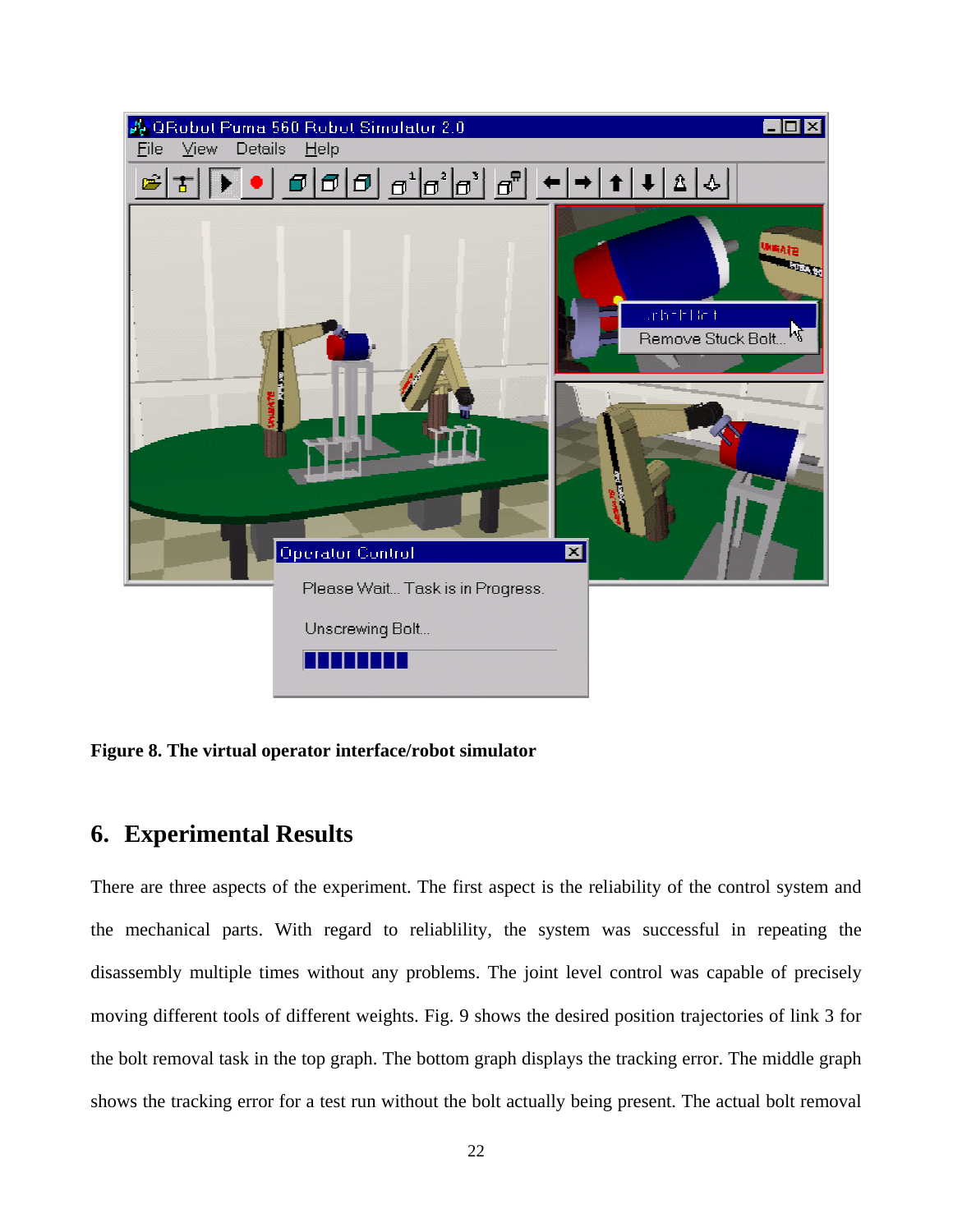**Figure 8. The virtual operator interface/robot simulator**

## 6. Experimental Results

There are three aspects of the experiment. The first aspect is the reliability of the control system and the mechanical parts. With regard to reliablility, the system was successful in repeating the disassembly multiple times without any problems. The joint level control was capable of precisely moving different tools of different weights. Fig. 9 shows the desired position trajectories of link 3 for the bolt removal task in the top graph. The bottom graph displays the tracking error. The middle graph shows the tracking error for a test run without the bolt actually being present. The actual bolt removal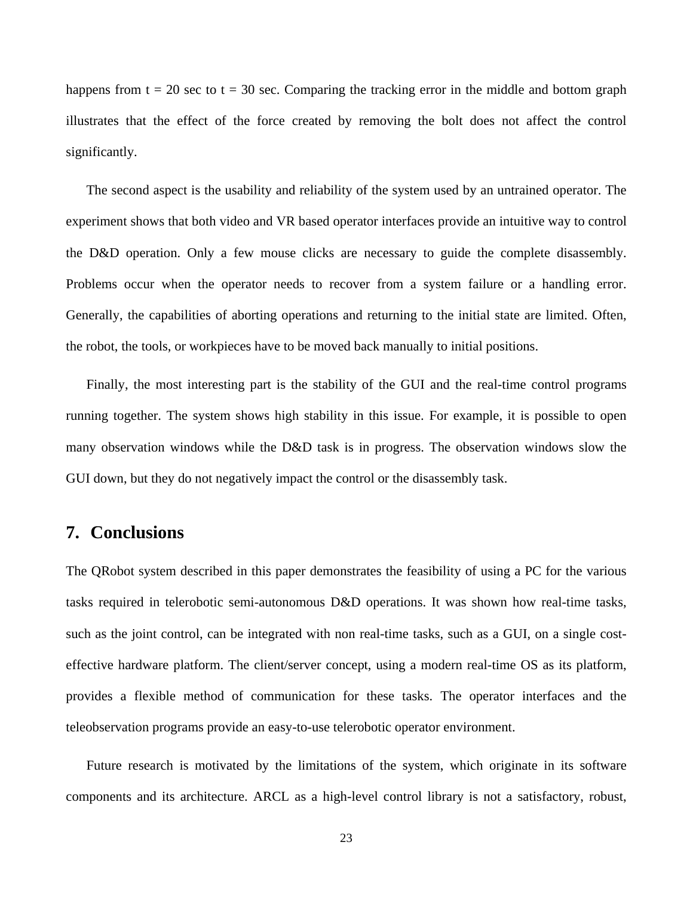happens from t = 20 sec to t = 30 sec. Comparing the tracking error in the middle and bottom graph illustrates that the effect of the force created by removing the bolt does not affect the control significantly.

The second aspect is the usability and reliability of the system used by an untrained operator. The experiment shows that both video and VR based operator interfaces provide an intuitive way to control the D&D operation. Only a few mouse clicks are necessary to guide the complete disassembly. Problems occur when the operator needs to recover from a system failure or a handling error. Generally, the capabilities of aborting operations and returning to the initial state are limited. Often, the robot, the tools, or workpieces have to be moved back manually to initial positions.

Finally, the most interesting part is the stability of the GUI and the real-time control programs running together. The system shows high stability in this issue. For example, it is possible to open many observation windows while the D&D task is in progress. The observation windows slow the GUI down, but they do not negatively impact the control or the disassembly task.

## 7. Conclusions

The QRobot system described in this paper demonstrates the feasibility of using a PC for the various tasks required in telerobotic semi-autonomous D&D operations. It was shown how real-time tasks, such as the joint control, can be integrated with non real-time tasks, such as a GUI, on a single cost-effective hardware platform. The client/server concept, using a modern real-time OS as its platform, provides a flexible method of communication for these tasks. The operator interfaces and the teleobservation programs provide an easy-to-use telerobotic operator environment.

Future research is motivated by the limitations of the system, which originate in its software components and its architecture. ARCL as a high-level control library is not a satisfactory, robust,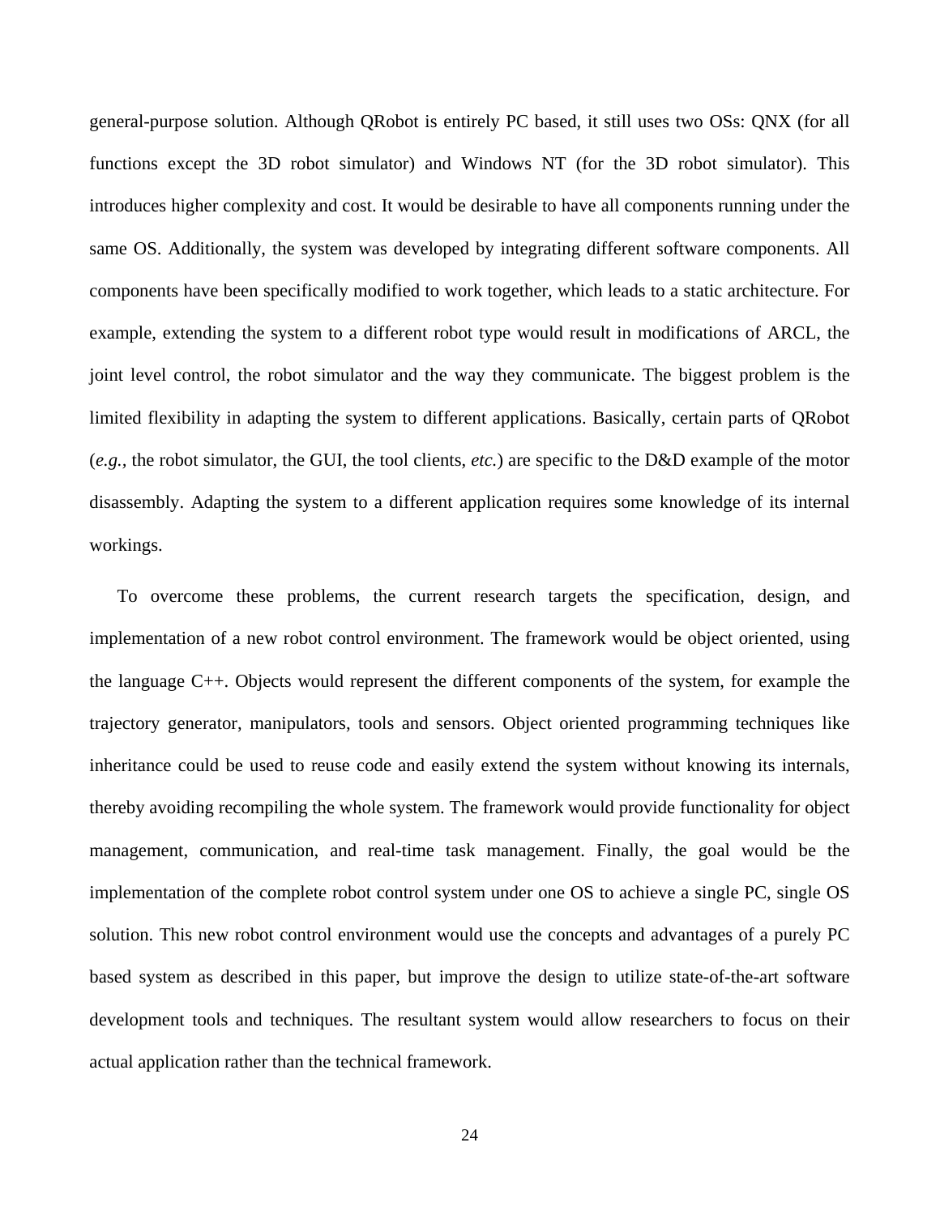general-purpose solution. Although QRobot is entirely PC based, it still uses two OSs: QNX (for all functions except the 3D robot simulator) and Windows NT (for the 3D robot simulator). This introduces higher complexity and cost. It would be desirable to have all components running under the same OS. Additionally, the system was developed by integrating different software components. All components have been specifically modified to work together, which leads to a static architecture. For example, extending the system to a different robot type would result in modifications of ARCL, the joint level control, the robot simulator and the way they communicate. The biggest problem is the limited flexibility in adapting the system to different applications. Basically, certain parts of QRobot (*e.g.,* the robot simulator, the GUI, the tool clients, *etc.*) are specific to the D&D example of the motor disassembly. Adapting the system to a different application requires some knowledge of its internal workings.

To overcome these problems, the current research targets the specification, design, and implementation of a new robot control environment. The framework would be object oriented, using the language C++. Objects would represent the different components of the system, for example the trajectory generator, manipulators, tools and sensors. Object oriented programming techniques like inheritance could be used to reuse code and easily extend the system without knowing its internals, thereby avoiding recompiling the whole system. The framework would provide functionality for object management, communication, and real-time task management. Finally, the goal would be the implementation of the complete robot control system under one OS to achieve a single PC, single OS solution. This new robot control environment would use the concepts and advantages of a purely PC based system as described in this paper, but improve the design to utilize state-of-the-art software development tools and techniques. The resultant system would allow researchers to focus on their actual application rather than the technical framework.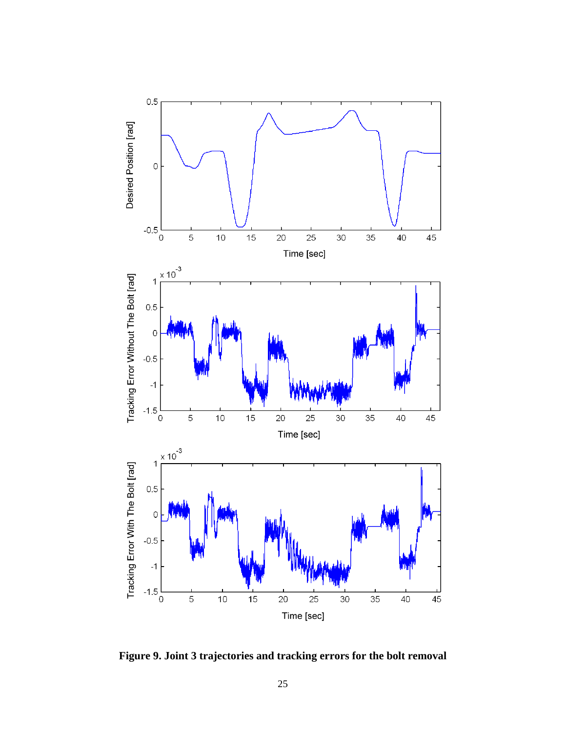**Figure 9. Joint 3 trajectories and tracking errors for the bolt removal**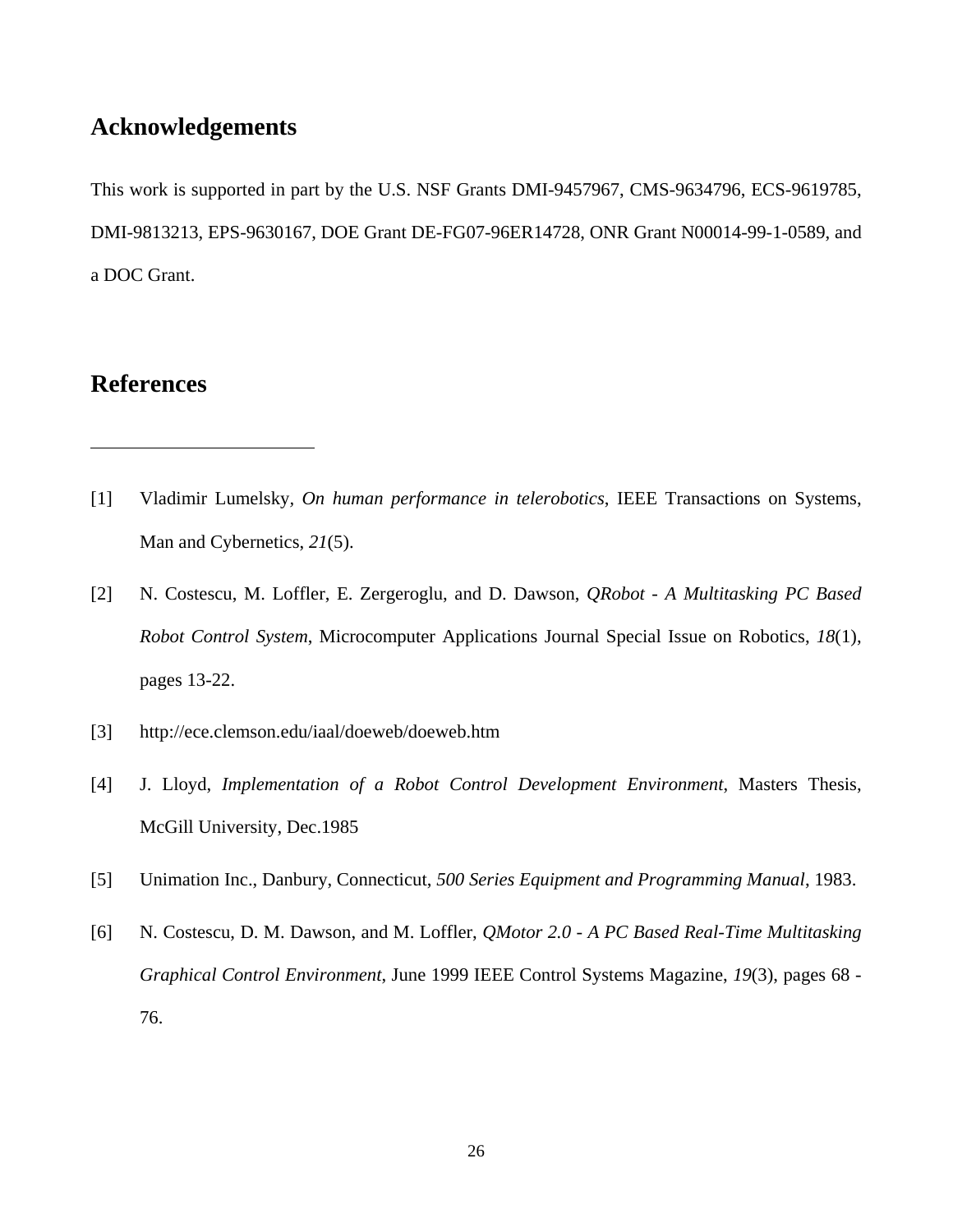## Acknowledgements

This work is supported in part by the U.S. NSF Grants DMI-9457967, CMS-9634796, ECS-9619785, DMI-9813213, EPS-9630167, DOE Grant DE-FG07-96ER14728, ONR Grant N00014-99-1-0589, and a DOC Grant.

## References

---

[1] Vladimir Lumelsky, *On human performance in telerobotics*, IEEE Transactions on Systems, Man and Cybernetics, *21*(5).

[2] N. Costescu, M. Loffler, E. Zergeroglu, and D. Dawson, *QRobot - A Multitasking PC Based Robot Control System*, Microcomputer Applications Journal Special Issue on Robotics, *18*(1), pages 13-22.

[3] http://ece.clemson.edu/iaal/doeweb/doeweb.htm

[4] J. Lloyd, *Implementation of a Robot Control Development Environment*, Masters Thesis, McGill University, Dec.1985

[5] Unimation Inc., Danbury, Connecticut, *500 Series Equipment and Programming Manual*, 1983.

[6] N. Costescu, D. M. Dawson, and M. Loffler, *QMotor 2.0 - A PC Based Real-Time Multitasking Graphical Control Environment*, June 1999 IEEE Control Systems Magazine, *19*(3), pages 68 - 76.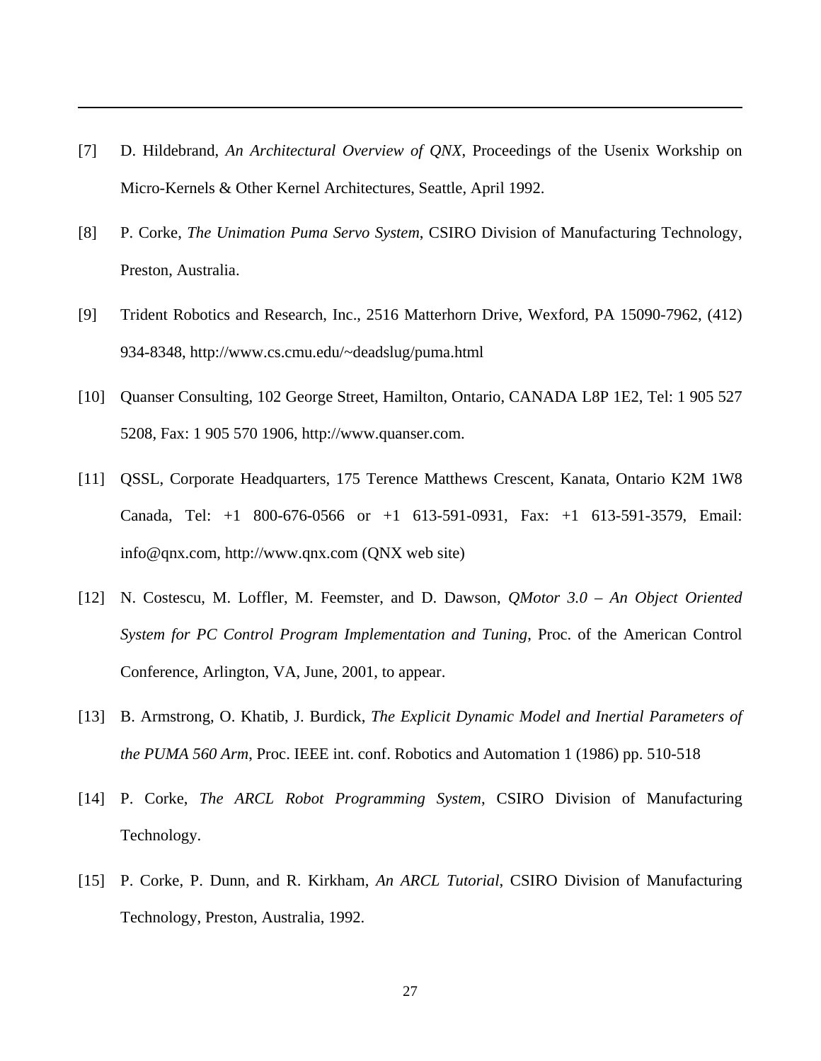[7] D. Hildebrand, *An Architectural Overview of QNX*, Proceedings of the Usenix Workship on Micro-Kernels & Other Kernel Architectures, Seattle, April 1992.

[8] P. Corke, *The Unimation Puma Servo System*, CSIRO Division of Manufacturing Technology, Preston, Australia.

[9] Trident Robotics and Research, Inc., 2516 Matterhorn Drive, Wexford, PA 15090-7962, (412) 934-8348, http://www.cs.cmu.edu/~deadslug/puma.html

[10] Quanser Consulting, 102 George Street, Hamilton, Ontario, CANADA L8P 1E2, Tel: 1 905 527 5208, Fax: 1 905 570 1906, http://www.quanser.com.

[11] QSSL, Corporate Headquarters, 175 Terence Matthews Crescent, Kanata, Ontario K2M 1W8 Canada, Tel: +1 800-676-0566 or +1 613-591-0931, Fax: +1 613-591-3579, Email: info@qnx.com, http://www.qnx.com (QNX web site)

[12] N. Costescu, M. Loffler, M. Feemster, and D. Dawson, *QMotor 3.0 – An Object Oriented System for PC Control Program Implementation and Tuning*, Proc. of the American Control Conference, Arlington, VA, June, 2001, to appear.

[13] B. Armstrong, O. Khatib, J. Burdick, *The Explicit Dynamic Model and Inertial Parameters of the PUMA 560 Arm*, Proc. IEEE int. conf. Robotics and Automation 1 (1986) pp. 510-518

[14] P. Corke, *The ARCL Robot Programming System*, CSIRO Division of Manufacturing Technology.

[15] P. Corke, P. Dunn, and R. Kirkham, *An ARCL Tutorial*, CSIRO Division of Manufacturing Technology, Preston, Australia, 1992.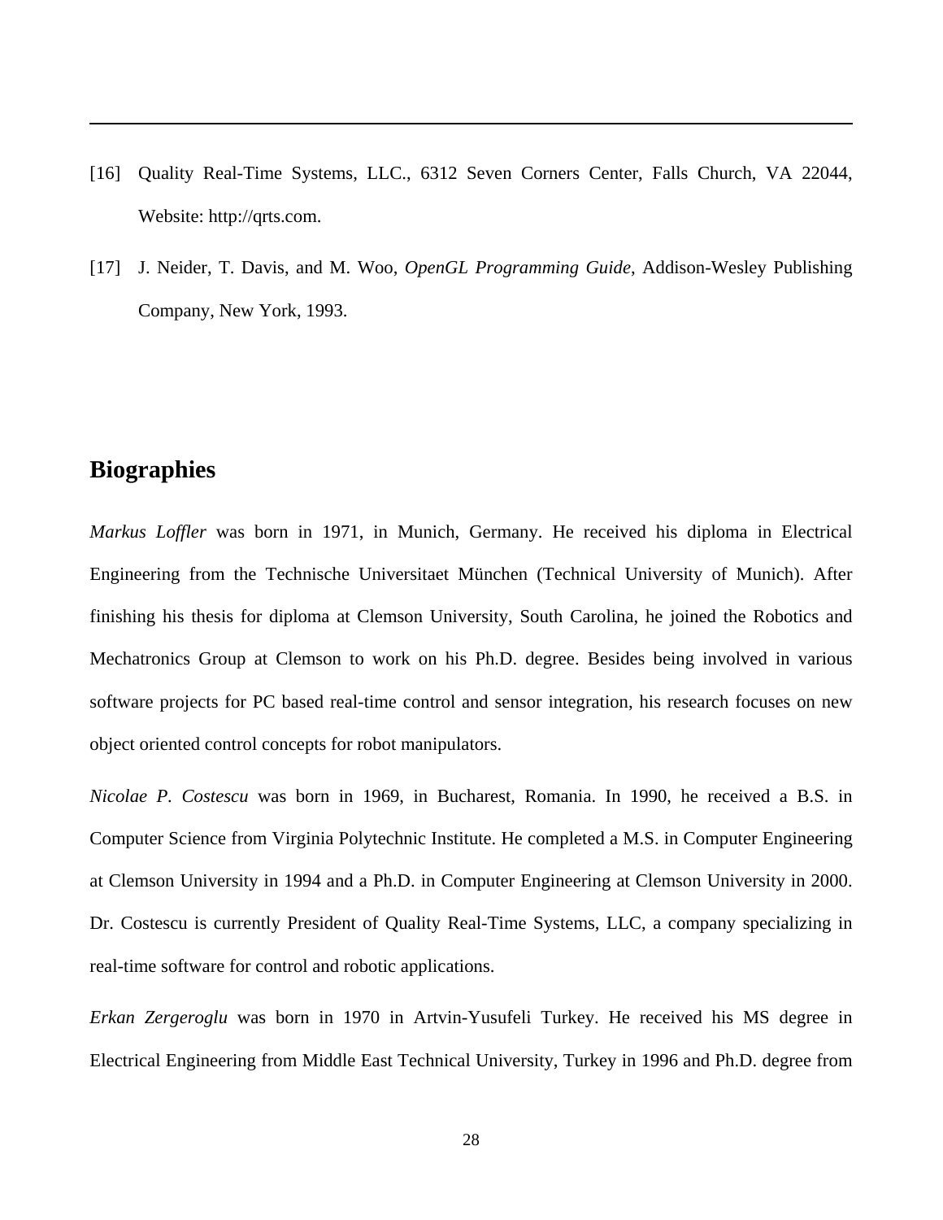[16] Quality Real-Time Systems, LLC., 6312 Seven Corners Center, Falls Church, VA 22044, Website: http://qrts.com.

[17] J. Neider, T. Davis, and M. Woo, *OpenGL Programming Guide*, Addison-Wesley Publishing Company, New York, 1993.

## Biographies

*Markus Loffler* was born in 1971, in Munich, Germany. He received his diploma in Electrical Engineering from the Technische Universitaet München (Technical University of Munich). After finishing his thesis for diploma at Clemson University, South Carolina, he joined the Robotics and Mechatronics Group at Clemson to work on his Ph.D. degree. Besides being involved in various software projects for PC based real-time control and sensor integration, his research focuses on new object oriented control concepts for robot manipulators.

*Nicolae P. Costescu* was born in 1969, in Bucharest, Romania. In 1990, he received a B.S. in Computer Science from Virginia Polytechnic Institute. He completed a M.S. in Computer Engineering at Clemson University in 1994 and a Ph.D. in Computer Engineering at Clemson University in 2000. Dr. Costescu is currently President of Quality Real-Time Systems, LLC, a company specializing in real-time software for control and robotic applications.

*Erkan Zergeroglu* was born in 1970 in Artvin-Yusufeli Turkey. He received his MS degree in Electrical Engineering from Middle East Technical University, Turkey in 1996 and Ph.D. degree from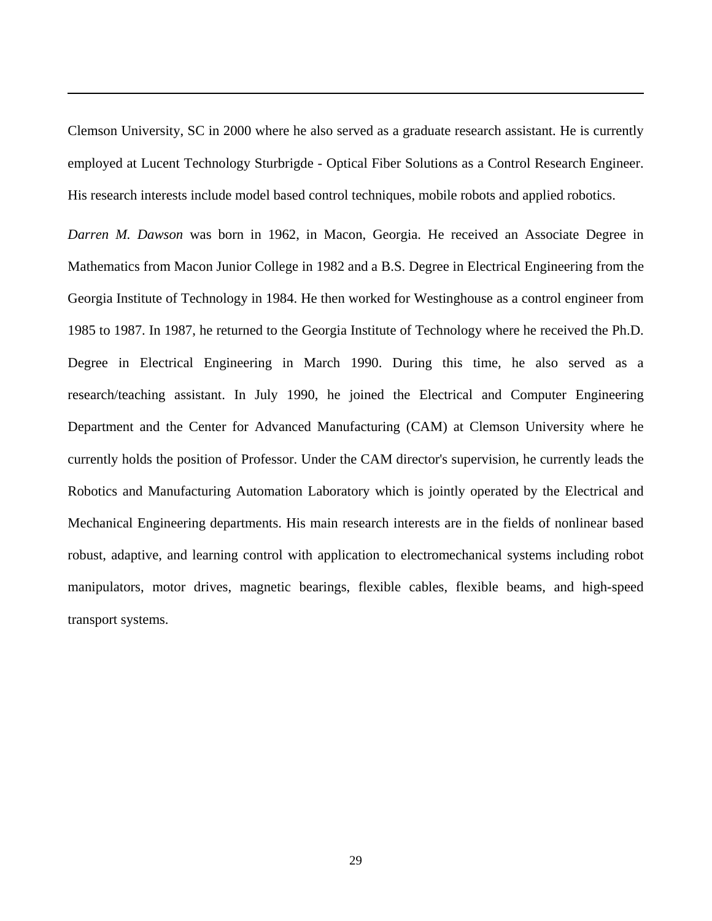Clemson University, SC in 2000 where he also served as a graduate research assistant. He is currently employed at Lucent Technology Sturbrigde - Optical Fiber Solutions as a Control Research Engineer. His research interests include model based control techniques, mobile robots and applied robotics.

*Darren M. Dawson* was born in 1962, in Macon, Georgia. He received an Associate Degree in Mathematics from Macon Junior College in 1982 and a B.S. Degree in Electrical Engineering from the Georgia Institute of Technology in 1984. He then worked for Westinghouse as a control engineer from 1985 to 1987. In 1987, he returned to the Georgia Institute of Technology where he received the Ph.D. Degree in Electrical Engineering in March 1990. During this time, he also served as a research/teaching assistant. In July 1990, he joined the Electrical and Computer Engineering Department and the Center for Advanced Manufacturing (CAM) at Clemson University where he currently holds the position of Professor. Under the CAM director's supervision, he currently leads the Robotics and Manufacturing Automation Laboratory which is jointly operated by the Electrical and Mechanical Engineering departments. His main research interests are in the fields of nonlinear based robust, adaptive, and learning control with application to electromechanical systems including robot manipulators, motor drives, magnetic bearings, flexible cables, flexible beams, and high-speed transport systems.